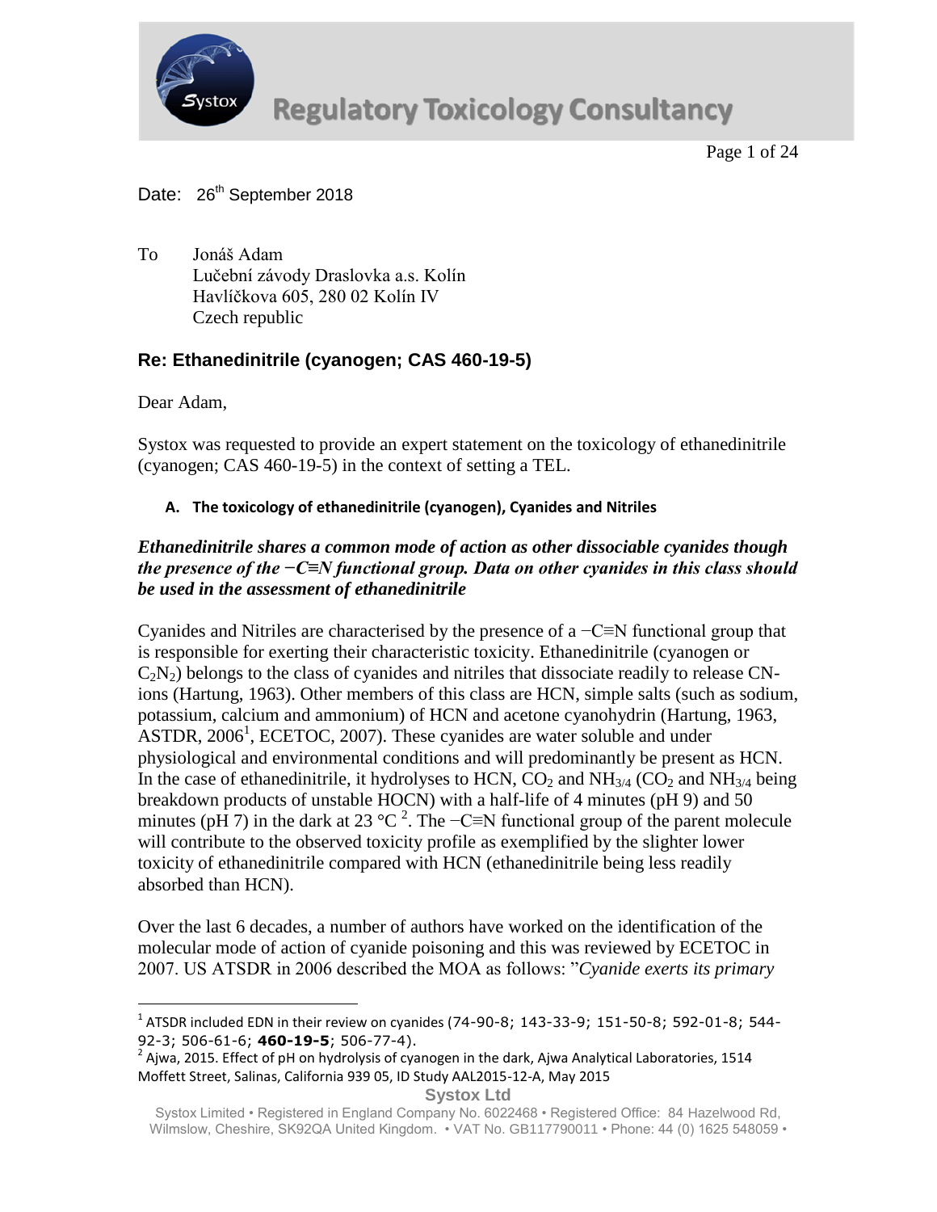Date: 26th September 2018

To Jonáš Adam
Lučební závody Draslovka a.s. Kolín
Havlíčkova 605, 280 02 Kolín IV
Czech republic

## Re: Ethanedinitrile (cyanogen; CAS 460-19-5)

Dear Adam,

Systox was requested to provide an expert statement on the toxicology of ethanedinitrile (cyanogen; CAS 460-19-5) in the context of setting a TEL.

### A. The toxicology of ethanedinitrile (cyanogen), Cyanides and Nitriles

***Ethanedinitrile shares a common mode of action as other dissociable cyanides though the presence of the −C≡N functional group. Data on other cyanides in this class should be used in the assessment of ethanedinitrile***

Cyanides and Nitriles are characterised by the presence of a −C≡N functional group that is responsible for exerting their characteristic toxicity. Ethanedinitrile (cyanogen or $C_2N_2$) belongs to the class of cyanides and nitriles that dissociate readily to release CN- ions (Hartung, 1963). Other members of this class are HCN, simple salts (such as sodium, potassium, calcium and ammonium) of HCN and acetone cyanohydrin (Hartung, 1963, ASTDR, 2006[1], ECETOC, 2007). These cyanides are water soluble and under physiological and environmental conditions and will predominantly be present as HCN. In the case of ethanedinitrile, it hydrolyses to HCN, $CO_2$ and $NH_{3/4}$ ($CO_2$ and $NH_{3/4}$ being breakdown products of unstable HOCN) with a half-life of 4 minutes (pH 9) and 50 minutes (pH 7) in the dark at 23 °C [2]. The −C≡N functional group of the parent molecule will contribute to the observed toxicity profile as exemplified by the slighter lower toxicity of ethanedinitrile compared with HCN (ethanedinitrile being less readily absorbed than HCN).

Over the last 6 decades, a number of authors have worked on the identification of the molecular mode of action of cyanide poisoning and this was reviewed by ECETOC in 2007. US ATSDR in 2006 described the MOA as follows: "*Cyanide exerts its primary*

---

[1] ATSDR included EDN in their review on cyanides (74-90-8; 143-33-9; 151-50-8; 592-01-8; 544-92-3; 506-61-6; **460-19-5**; 506-77-4).

[2] Ajwa, 2015. Effect of pH on hydrolysis of cyanogen in the dark, Ajwa Analytical Laboratories, 1514 Moffett Street, Salinas, California 939 05, ID Study AAL2015-12-A, May 2015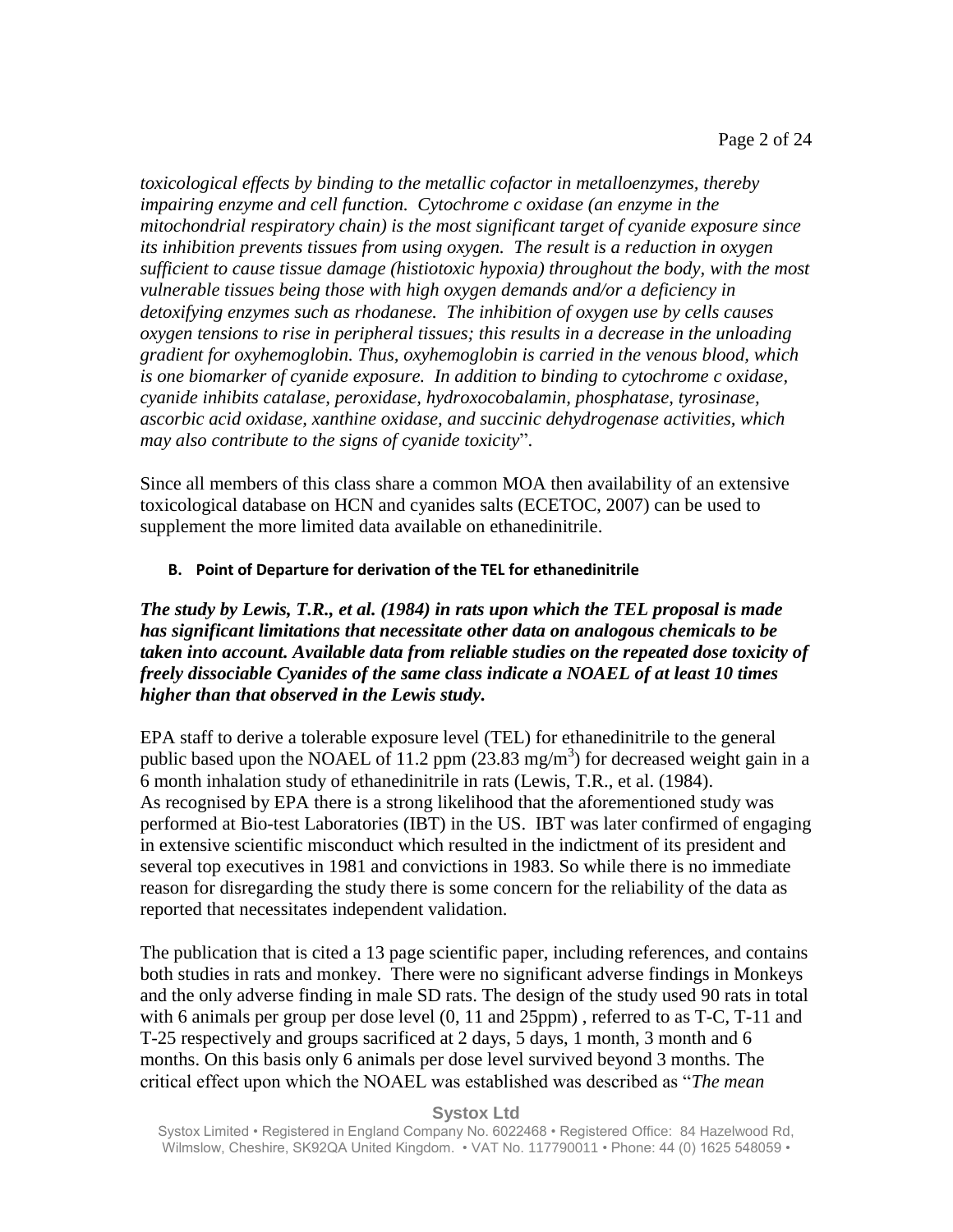*toxicological effects by binding to the metallic cofactor in metalloenzymes, thereby impairing enzyme and cell function. Cytochrome c oxidase (an enzyme in the mitochondrial respiratory chain) is the most significant target of cyanide exposure since its inhibition prevents tissues from using oxygen. The result is a reduction in oxygen sufficient to cause tissue damage (histiotoxic hypoxia) throughout the body, with the most vulnerable tissues being those with high oxygen demands and/or a deficiency in detoxifying enzymes such as rhodanese. The inhibition of oxygen use by cells causes oxygen tensions to rise in peripheral tissues; this results in a decrease in the unloading gradient for oxyhemoglobin. Thus, oxyhemoglobin is carried in the venous blood, which is one biomarker of cyanide exposure. In addition to binding to cytochrome c oxidase, cyanide inhibits catalase, peroxidase, hydroxocobalamin, phosphatase, tyrosinase, ascorbic acid oxidase, xanthine oxidase, and succinic dehydrogenase activities, which may also contribute to the signs of cyanide toxicity*".

Since all members of this class share a common MOA then availability of an extensive toxicological database on HCN and cyanides salts (ECETOC, 2007) can be used to supplement the more limited data available on ethanedinitrile.

### B. Point of Departure for derivation of the TEL for ethanedinitrile

***The study by Lewis, T.R., et al. (1984) in rats upon which the TEL proposal is made has significant limitations that necessitate other data on analogous chemicals to be taken into account. Available data from reliable studies on the repeated dose toxicity of freely dissociable Cyanides of the same class indicate a NOAEL of at least 10 times higher than that observed in the Lewis study.***

EPA staff to derive a tolerable exposure level (TEL) for ethanedinitrile to the general public based upon the NOAEL of 11.2 ppm (23.83 mg/m$^3$) for decreased weight gain in a 6 month inhalation study of ethanedinitrile in rats (Lewis, T.R., et al. (1984).
As recognised by EPA there is a strong likelihood that the aforementioned study was performed at Bio-test Laboratories (IBT) in the US. IBT was later confirmed of engaging in extensive scientific misconduct which resulted in the indictment of its president and several top executives in 1981 and convictions in 1983. So while there is no immediate reason for disregarding the study there is some concern for the reliability of the data as reported that necessitates independent validation.

The publication that is cited a 13 page scientific paper, including references, and contains both studies in rats and monkey. There were no significant adverse findings in Monkeys and the only adverse finding in male SD rats. The design of the study used 90 rats in total with 6 animals per group per dose level (0, 11 and 25ppm) , referred to as T-C, T-11 and T-25 respectively and groups sacrificed at 2 days, 5 days, 1 month, 3 month and 6 months. On this basis only 6 animals per dose level survived beyond 3 months. The critical effect upon which the NOAEL was established was described as "*The mean*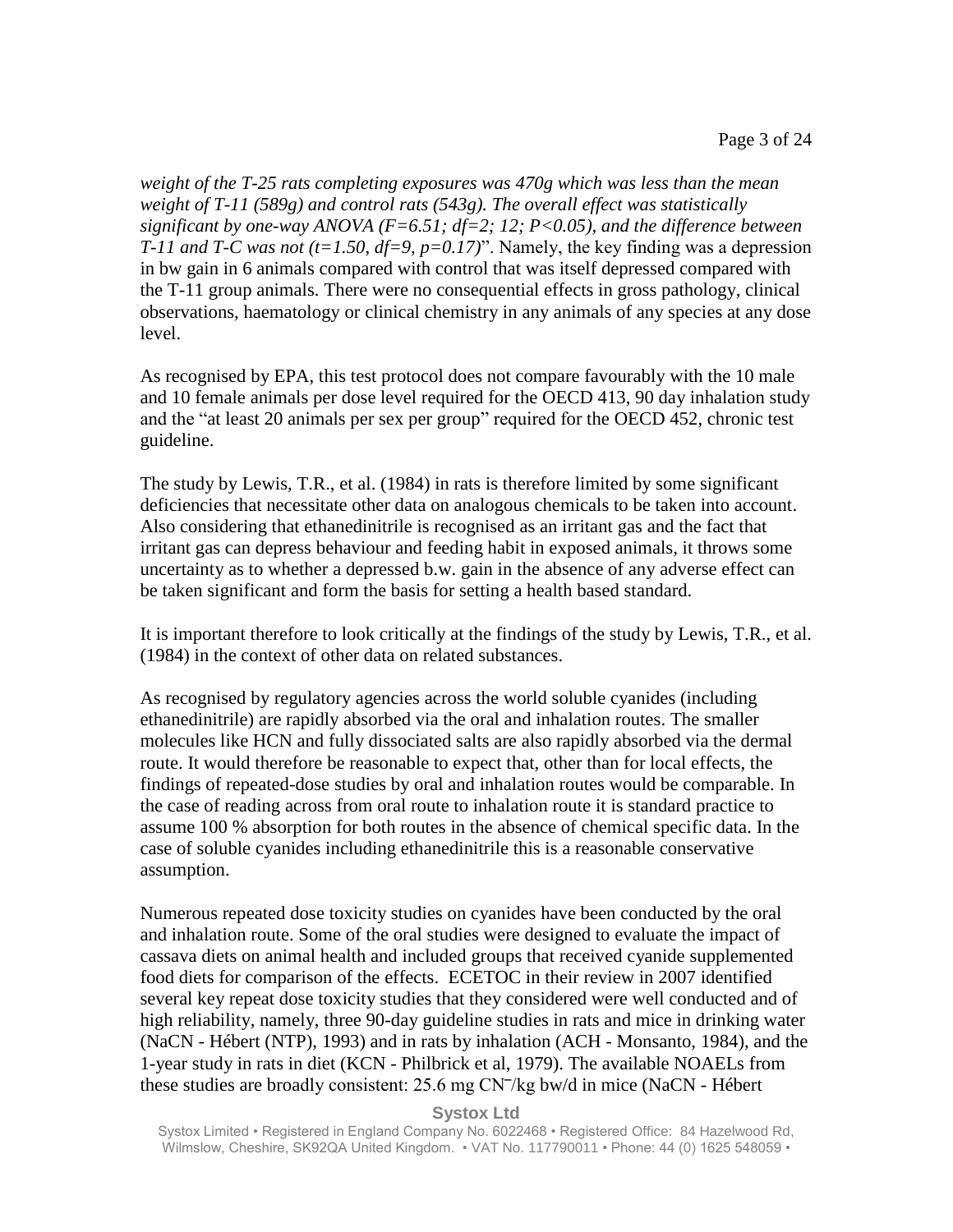*weight of the T-25 rats completing exposures was 470g which was less than the mean weight of T-11 (589g) and control rats (543g). The overall effect was statistically significant by one-way ANOVA ($F=6.51$; $df=2; 12$; $P<0.05$), and the difference between T-11 and T-C was not ($t=1.50$, $df=9$, $p=0.17$)*". Namely, the key finding was a depression in bw gain in 6 animals compared with control that was itself depressed compared with the T-11 group animals. There were no consequential effects in gross pathology, clinical observations, haematology or clinical chemistry in any animals of any species at any dose level.

As recognised by EPA, this test protocol does not compare favourably with the 10 male and 10 female animals per dose level required for the OECD 413, 90 day inhalation study and the "at least 20 animals per sex per group" required for the OECD 452, chronic test guideline.

The study by Lewis, T.R., et al. (1984) in rats is therefore limited by some significant deficiencies that necessitate other data on analogous chemicals to be taken into account. Also considering that ethanedinitrile is recognised as an irritant gas and the fact that irritant gas can depress behaviour and feeding habit in exposed animals, it throws some uncertainty as to whether a depressed b.w. gain in the absence of any adverse effect can be taken significant and form the basis for setting a health based standard.

It is important therefore to look critically at the findings of the study by Lewis, T.R., et al. (1984) in the context of other data on related substances.

As recognised by regulatory agencies across the world soluble cyanides (including ethanedinitrile) are rapidly absorbed via the oral and inhalation routes. The smaller molecules like HCN and fully dissociated salts are also rapidly absorbed via the dermal route. It would therefore be reasonable to expect that, other than for local effects, the findings of repeated-dose studies by oral and inhalation routes would be comparable. In the case of reading across from oral route to inhalation route it is standard practice to assume 100 % absorption for both routes in the absence of chemical specific data. In the case of soluble cyanides including ethanedinitrile this is a reasonable conservative assumption.

Numerous repeated dose toxicity studies on cyanides have been conducted by the oral and inhalation route. Some of the oral studies were designed to evaluate the impact of cassava diets on animal health and included groups that received cyanide supplemented food diets for comparison of the effects. ECETOC in their review in 2007 identified several key repeat dose toxicity studies that they considered were well conducted and of high reliability, namely, three 90-day guideline studies in rats and mice in drinking water (NaCN - Hébert (NTP), 1993) and in rats by inhalation (ACH - Monsanto, 1984), and the 1-year study in rats in diet (KCN - Philbrick et al, 1979). The available NOAELs from these studies are broadly consistent: 25.6 mg $CN^{-}$/kg bw/d in mice (NaCN - Hébert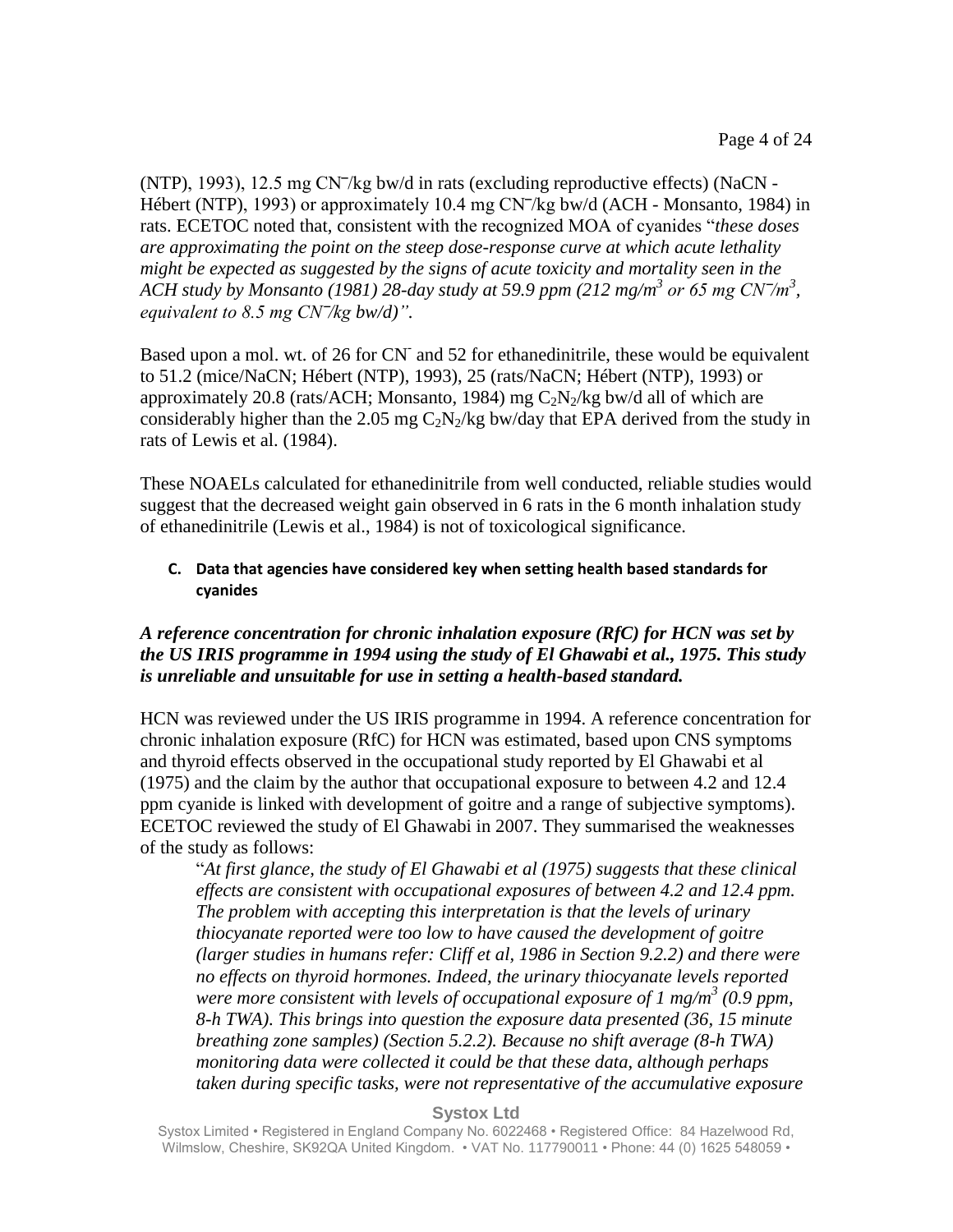(NTP), 1993), 12.5 mg $CN^-$/kg bw/d in rats (excluding reproductive effects) (NaCN - Hébert (NTP), 1993) or approximately 10.4 mg $CN^-$/kg bw/d (ACH - Monsanto, 1984) in rats. ECETOC noted that, consistent with the recognized MOA of cyanides "*these doses are approximating the point on the steep dose-response curve at which acute lethality might be expected as suggested by the signs of acute toxicity and mortality seen in the ACH study by Monsanto (1981) 28-day study at 59.9 ppm (212 mg/m$^3$ or 65 mg $CN^-$/m$^3$, equivalent to 8.5 mg $CN^-$/kg bw/d)*".

Based upon a mol. wt. of 26 for $CN^-$ and 52 for ethanedinitrile, these would be equivalent to 51.2 (mice/NaCN; Hébert (NTP), 1993), 25 (rats/NaCN; Hébert (NTP), 1993) or approximately 20.8 (rats/ACH; Monsanto, 1984) mg $C_2N_2$/kg bw/d all of which are considerably higher than the 2.05 mg $C_2N_2$/kg bw/day that EPA derived from the study in rats of Lewis et al. (1984).

These NOAELs calculated for ethanedinitrile from well conducted, reliable studies would suggest that the decreased weight gain observed in 6 rats in the 6 month inhalation study of ethanedinitrile (Lewis et al., 1984) is not of toxicological significance.

### C. Data that agencies have considered key when setting health based standards for cyanides

***A reference concentration for chronic inhalation exposure (RfC) for HCN was set by the US IRIS programme in 1994 using the study of El Ghawabi et al., 1975. This study is unreliable and unsuitable for use in setting a health-based standard.***

HCN was reviewed under the US IRIS programme in 1994. A reference concentration for chronic inhalation exposure (RfC) for HCN was estimated, based upon CNS symptoms and thyroid effects observed in the occupational study reported by El Ghawabi et al (1975) and the claim by the author that occupational exposure to between 4.2 and 12.4 ppm cyanide is linked with development of goitre and a range of subjective symptoms). ECETOC reviewed the study of El Ghawabi in 2007. They summarised the weaknesses of the study as follows:

> "*At first glance, the study of El Ghawabi et al (1975) suggests that these clinical effects are consistent with occupational exposures of between 4.2 and 12.4 ppm. The problem with accepting this interpretation is that the levels of urinary thiocyanate reported were too low to have caused the development of goitre (larger studies in humans refer: Cliff et al, 1986 in Section 9.2.2) and there were no effects on thyroid hormones. Indeed, the urinary thiocyanate levels reported were more consistent with levels of occupational exposure of 1 mg/m$^3$ (0.9 ppm, 8-h TWA). This brings into question the exposure data presented (36, 15 minute breathing zone samples) (Section 5.2.2). Because no shift average (8-h TWA) monitoring data were collected it could be that these data, although perhaps taken during specific tasks, were not representative of the accumulative exposure*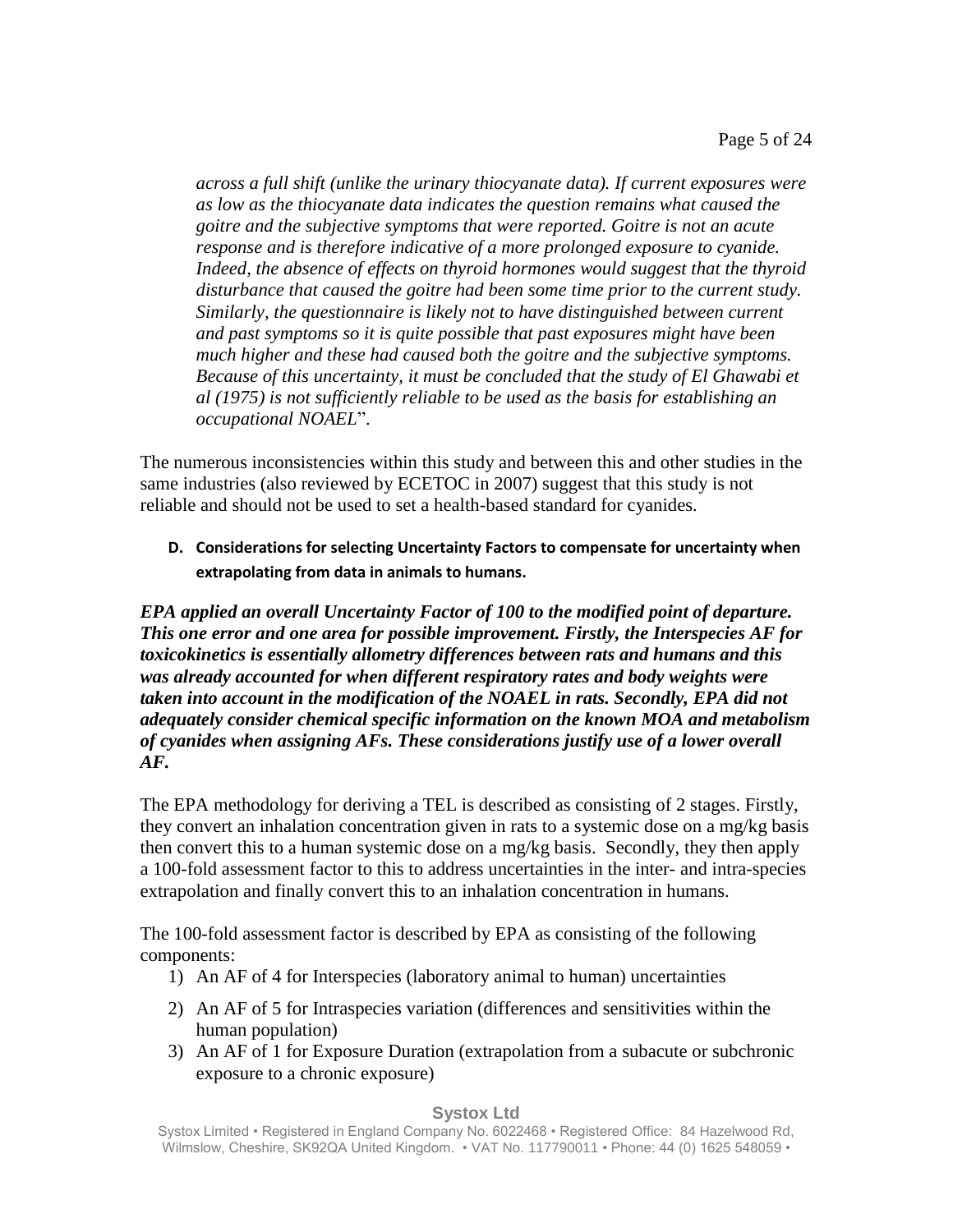*across a full shift (unlike the urinary thiocyanate data). If current exposures were as low as the thiocyanate data indicates the question remains what caused the goitre and the subjective symptoms that were reported. Goitre is not an acute response and is therefore indicative of a more prolonged exposure to cyanide. Indeed, the absence of effects on thyroid hormones would suggest that the thyroid disturbance that caused the goitre had been some time prior to the current study. Similarly, the questionnaire is likely not to have distinguished between current and past symptoms so it is quite possible that past exposures might have been much higher and these had caused both the goitre and the subjective symptoms. Because of this uncertainty, it must be concluded that the study of El Ghawabi et al (1975) is not sufficiently reliable to be used as the basis for establishing an occupational NOAEL*".

The numerous inconsistencies within this study and between this and other studies in the same industries (also reviewed by ECETOC in 2007) suggest that this study is not reliable and should not be used to set a health-based standard for cyanides.

**D. Considerations for selecting Uncertainty Factors to compensate for uncertainty when extrapolating from data in animals to humans.**

***EPA applied an overall Uncertainty Factor of 100 to the modified point of departure. This one error and one area for possible improvement. Firstly, the Interspecies AF for toxicokinetics is essentially allometry differences between rats and humans and this was already accounted for when different respiratory rates and body weights were taken into account in the modification of the NOAEL in rats. Secondly, EPA did not adequately consider chemical specific information on the known MOA and metabolism of cyanides when assigning AFs. These considerations justify use of a lower overall AF.***

The EPA methodology for deriving a TEL is described as consisting of 2 stages. Firstly, they convert an inhalation concentration given in rats to a systemic dose on a mg/kg basis then convert this to a human systemic dose on a mg/kg basis. Secondly, they then apply a 100-fold assessment factor to this to address uncertainties in the inter- and intra-species extrapolation and finally convert this to an inhalation concentration in humans.

The 100-fold assessment factor is described by EPA as consisting of the following components:

1) An AF of 4 for Interspecies (laboratory animal to human) uncertainties
2) An AF of 5 for Intraspecies variation (differences and sensitivities within the human population)
3) An AF of 1 for Exposure Duration (extrapolation from a subacute or subchronic exposure to a chronic exposure)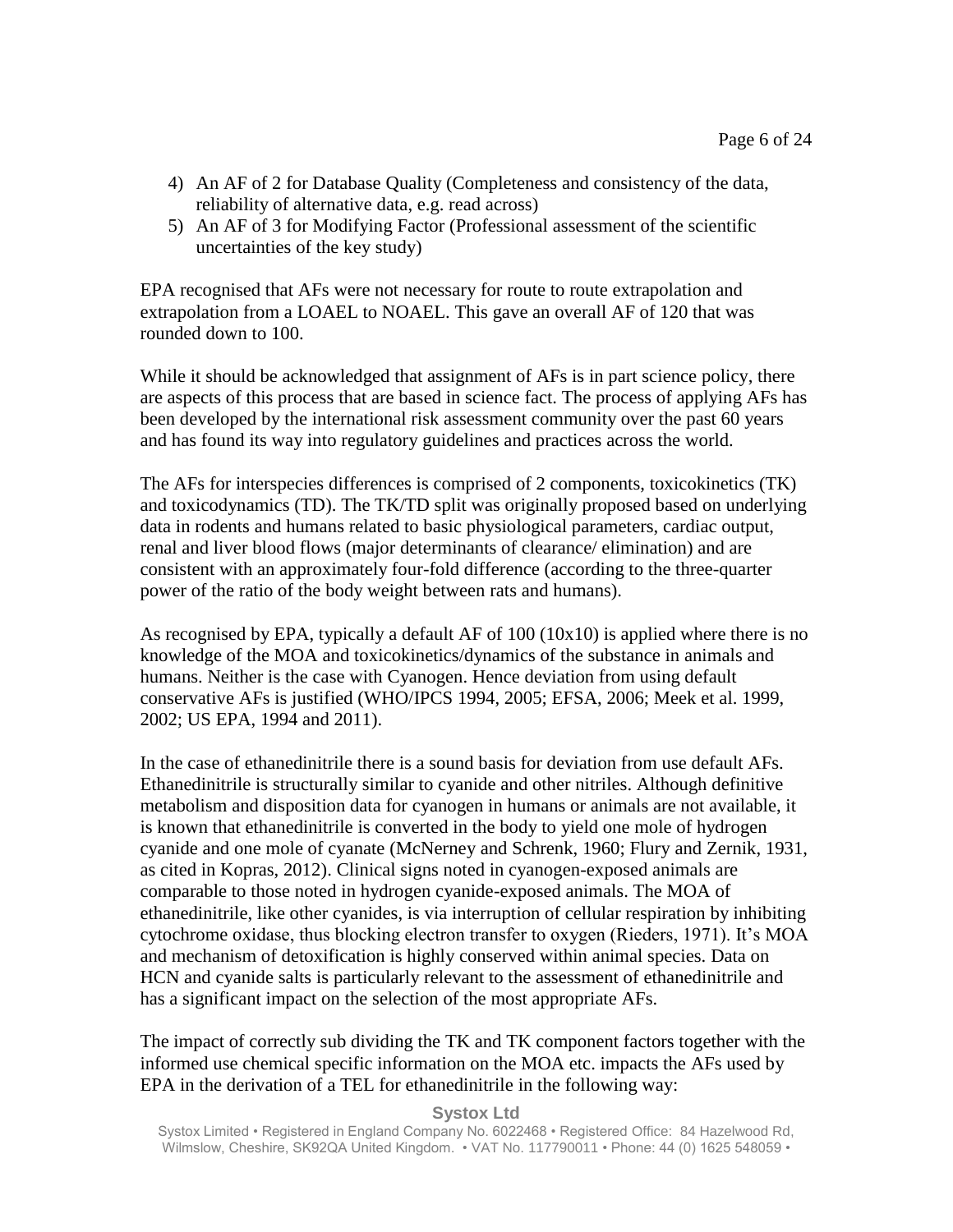4) An AF of 2 for Database Quality (Completeness and consistency of the data, reliability of alternative data, e.g. read across)
5) An AF of 3 for Modifying Factor (Professional assessment of the scientific uncertainties of the key study)

EPA recognised that AFs were not necessary for route to route extrapolation and extrapolation from a LOAEL to NOAEL. This gave an overall AF of 120 that was rounded down to 100.

While it should be acknowledged that assignment of AFs is in part science policy, there are aspects of this process that are based in science fact. The process of applying AFs has been developed by the international risk assessment community over the past 60 years and has found its way into regulatory guidelines and practices across the world.

The AFs for interspecies differences is comprised of 2 components, toxicokinetics (TK) and toxicodynamics (TD). The TK/TD split was originally proposed based on underlying data in rodents and humans related to basic physiological parameters, cardiac output, renal and liver blood flows (major determinants of clearance/ elimination) and are consistent with an approximately four-fold difference (according to the three-quarter power of the ratio of the body weight between rats and humans).

As recognised by EPA, typically a default AF of 100 (10x10) is applied where there is no knowledge of the MOA and toxicokinetics/dynamics of the substance in animals and humans. Neither is the case with Cyanogen. Hence deviation from using default conservative AFs is justified (WHO/IPCS 1994, 2005; EFSA, 2006; Meek et al. 1999, 2002; US EPA, 1994 and 2011).

In the case of ethanedinitrile there is a sound basis for deviation from use default AFs. Ethanedinitrile is structurally similar to cyanide and other nitriles. Although definitive metabolism and disposition data for cyanogen in humans or animals are not available, it is known that ethanedinitrile is converted in the body to yield one mole of hydrogen cyanide and one mole of cyanate (McNerney and Schrenk, 1960; Flury and Zernik, 1931, as cited in Kopras, 2012). Clinical signs noted in cyanogen-exposed animals are comparable to those noted in hydrogen cyanide-exposed animals. The MOA of ethanedinitrile, like other cyanides, is via interruption of cellular respiration by inhibiting cytochrome oxidase, thus blocking electron transfer to oxygen (Rieders, 1971). It's MOA and mechanism of detoxification is highly conserved within animal species. Data on HCN and cyanide salts is particularly relevant to the assessment of ethanedinitrile and has a significant impact on the selection of the most appropriate AFs.

The impact of correctly sub dividing the TK and TK component factors together with the informed use chemical specific information on the MOA etc. impacts the AFs used by EPA in the derivation of a TEL for ethanedinitrile in the following way: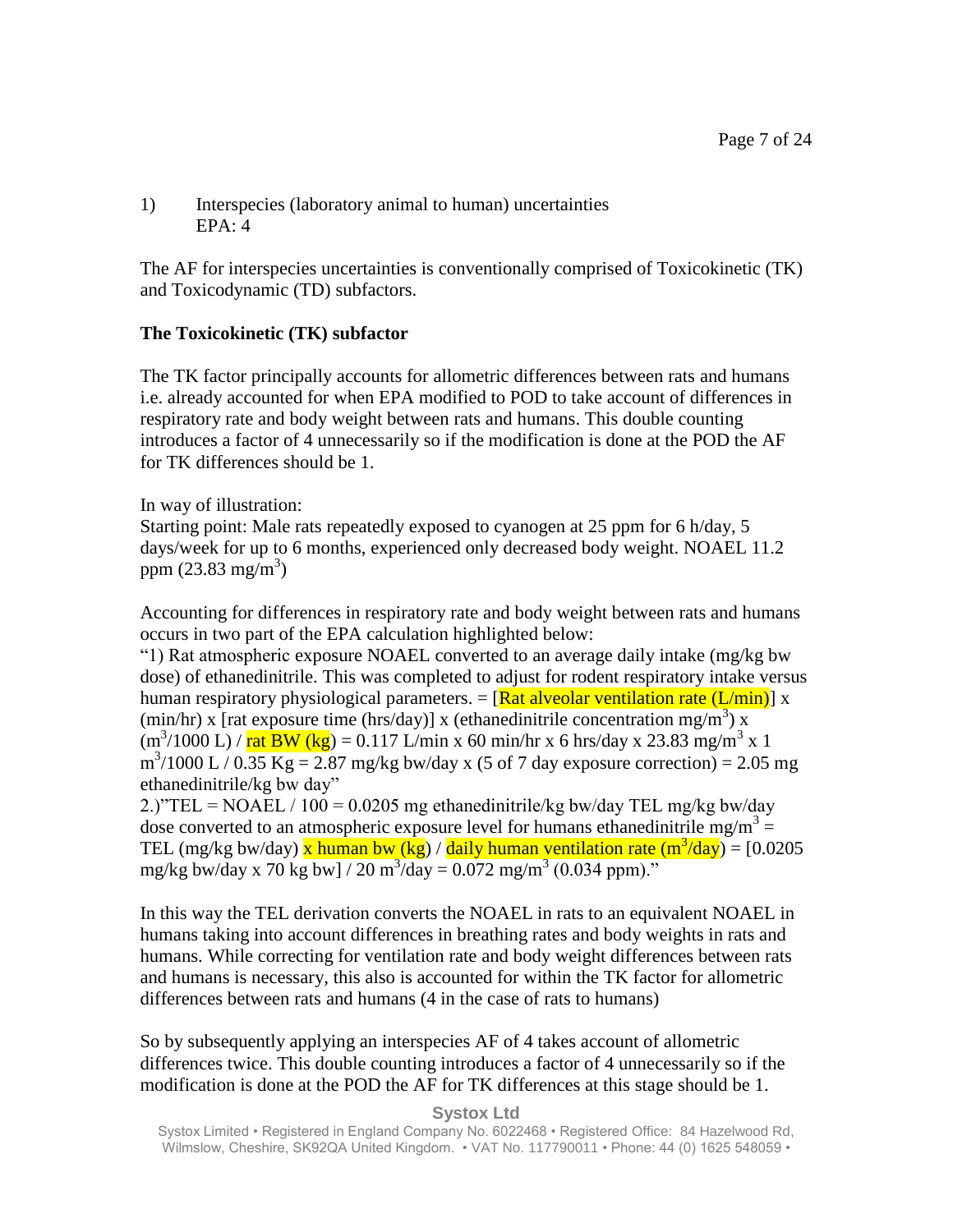1) Interspecies (laboratory animal to human) uncertainties
EPA: 4

The AF for interspecies uncertainties is conventionally comprised of Toxicokinetic (TK) and Toxicodynamic (TD) subfactors.

**The Toxicokinetic (TK) subfactor**

The TK factor principally accounts for allometric differences between rats and humans i.e. already accounted for when EPA modified to POD to take account of differences in respiratory rate and body weight between rats and humans. This double counting introduces a factor of 4 unnecessarily so if the modification is done at the POD the AF for TK differences should be 1.

In way of illustration:
Starting point: Male rats repeatedly exposed to cyanogen at 25 ppm for 6 h/day, 5 days/week for up to 6 months, experienced only decreased body weight. NOAEL 11.2 ppm (23.83 mg/m$^3$)

Accounting for differences in respiratory rate and body weight between rats and humans occurs in two part of the EPA calculation highlighted below:
"1) Rat atmospheric exposure NOAEL converted to an average daily intake (mg/kg bw dose) of ethanedinitrile. This was completed to adjust for rodent respiratory intake versus human respiratory physiological parameters. = [Rat alveolar ventilation rate (L/min)] x (min/hr) x [rat exposure time (hrs/day)] x (ethanedinitrile concentration mg/m$^3$) x (m$^3$/1000 L) / rat BW (kg) = 0.117 L/min x 60 min/hr x 6 hrs/day x 23.83 mg/m$^3$ x 1 m$^3$/1000 L / 0.35 Kg = 2.87 mg/kg bw/day x (5 of 7 day exposure correction) = 2.05 mg ethanedinitrile/kg bw day"
2.)"TEL = NOAEL / 100 = 0.0205 mg ethanedinitrile/kg bw/day TEL mg/kg bw/day dose converted to an atmospheric exposure level for humans ethanedinitrile mg/m$^3$ = TEL (mg/kg bw/day) x human bw (kg) / daily human ventilation rate (m$^3$/day) = [0.0205 mg/kg bw/day x 70 kg bw] / 20 m$^3$/day = 0.072 mg/m$^3$ (0.034 ppm)."

In this way the TEL derivation converts the NOAEL in rats to an equivalent NOAEL in humans taking into account differences in breathing rates and body weights in rats and humans. While correcting for ventilation rate and body weight differences between rats and humans is necessary, this also is accounted for within the TK factor for allometric differences between rats and humans (4 in the case of rats to humans)

So by subsequently applying an interspecies AF of 4 takes account of allometric differences twice. This double counting introduces a factor of 4 unnecessarily so if the modification is done at the POD the AF for TK differences at this stage should be 1.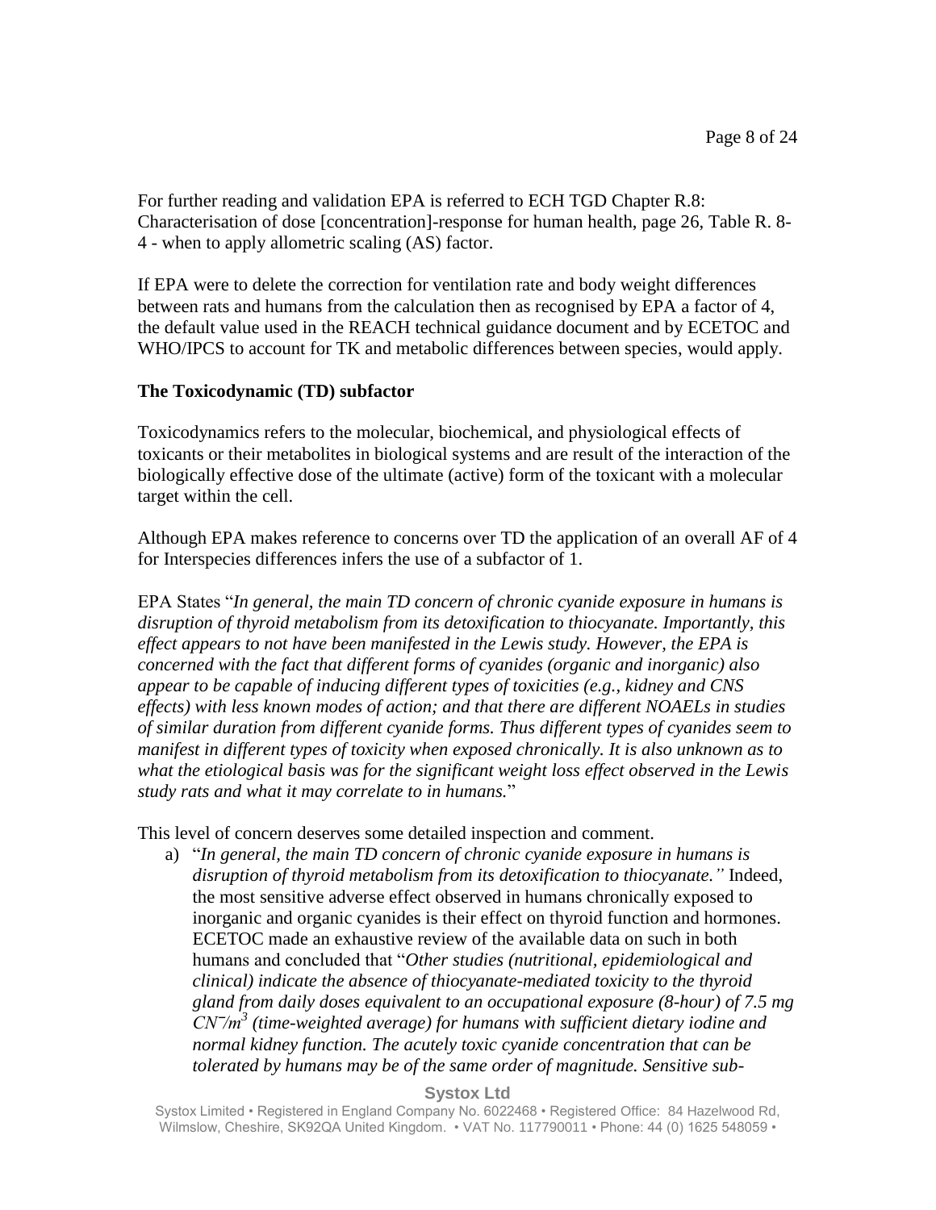For further reading and validation EPA is referred to ECH TGD Chapter R.8: Characterisation of dose [concentration]-response for human health, page 26, Table R. 8-4 - when to apply allometric scaling (AS) factor.

If EPA were to delete the correction for ventilation rate and body weight differences between rats and humans from the calculation then as recognised by EPA a factor of 4, the default value used in the REACH technical guidance document and by ECETOC and WHO/IPCS to account for TK and metabolic differences between species, would apply.

**The Toxicodynamic (TD) subfactor**

Toxicodynamics refers to the molecular, biochemical, and physiological effects of toxicants or their metabolites in biological systems and are result of the interaction of the biologically effective dose of the ultimate (active) form of the toxicant with a molecular target within the cell.

Although EPA makes reference to concerns over TD the application of an overall AF of 4 for Interspecies differences infers the use of a subfactor of 1.

EPA States "*In general, the main TD concern of chronic cyanide exposure in humans is disruption of thyroid metabolism from its detoxification to thiocyanate. Importantly, this effect appears to not have been manifested in the Lewis study. However, the EPA is concerned with the fact that different forms of cyanides (organic and inorganic) also appear to be capable of inducing different types of toxicities (e.g., kidney and CNS effects) with less known modes of action; and that there are different NOAELs in studies of similar duration from different cyanide forms. Thus different types of cyanides seem to manifest in different types of toxicity when exposed chronically. It is also unknown as to what the etiological basis was for the significant weight loss effect observed in the Lewis study rats and what it may correlate to in humans.*"

This level of concern deserves some detailed inspection and comment.

a) "*In general, the main TD concern of chronic cyanide exposure in humans is disruption of thyroid metabolism from its detoxification to thiocyanate."* Indeed, the most sensitive adverse effect observed in humans chronically exposed to inorganic and organic cyanides is their effect on thyroid function and hormones. ECETOC made an exhaustive review of the available data on such in both humans and concluded that "*Other studies (nutritional, epidemiological and clinical) indicate the absence of thiocyanate-mediated toxicity to the thyroid gland from daily doses equivalent to an occupational exposure (8-hour) of 7.5 mg $CN^-/m^3$ (time-weighted average) for humans with sufficient dietary iodine and normal kidney function. The acutely toxic cyanide concentration that can be tolerated by humans may be of the same order of magnitude. Sensitive sub-*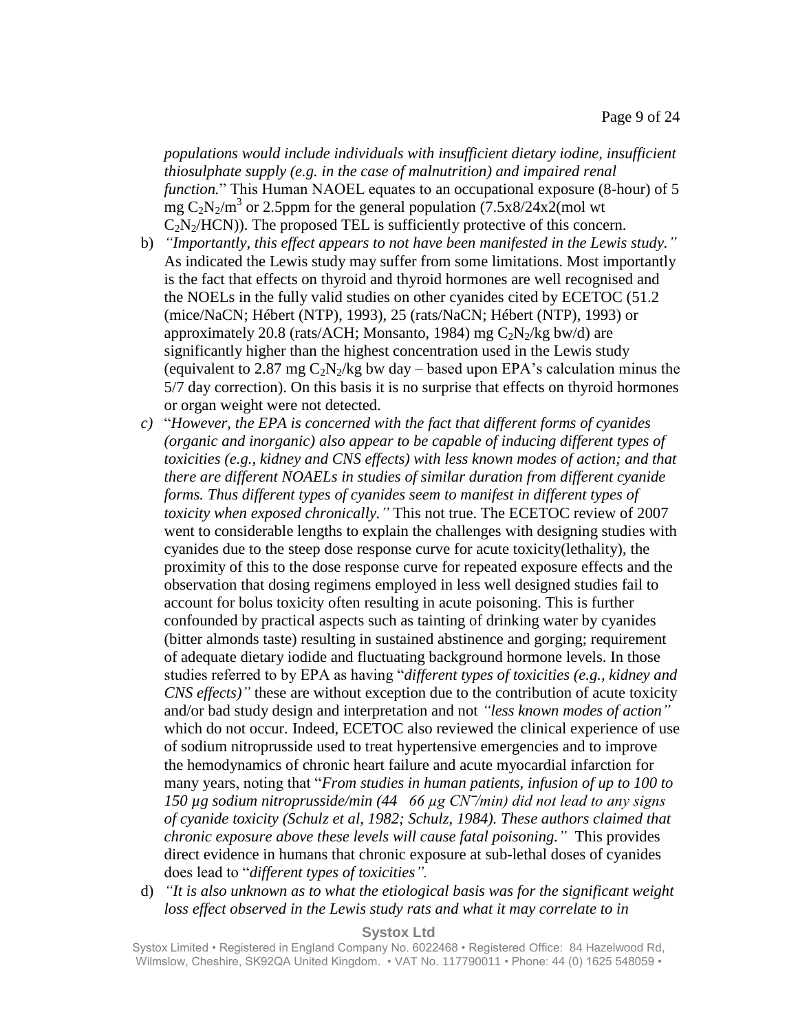*populations would include individuals with insufficient dietary iodine, insufficient thiosulphate supply (e.g. in the case of malnutrition) and impaired renal function.*" This Human NAOEL equates to an occupational exposure (8-hour) of 5 mg $C_2N_2/m^3$ or 2.5ppm for the general population (7.5x8/24x2(mol wt $C_2N_2$/HCN)). The proposed TEL is sufficiently protective of this concern.

b) *"Importantly, this effect appears to not have been manifested in the Lewis study."* As indicated the Lewis study may suffer from some limitations. Most importantly is the fact that effects on thyroid and thyroid hormones are well recognised and the NOELs in the fully valid studies on other cyanides cited by ECETOC (51.2 (mice/NaCN; Hébert (NTP), 1993), 25 (rats/NaCN; Hébert (NTP), 1993) or approximately 20.8 (rats/ACH; Monsanto, 1984) mg $C_2N_2$/kg bw/d) are significantly higher than the highest concentration used in the Lewis study (equivalent to 2.87 mg $C_2N_2$/kg bw day – based upon EPA's calculation minus the 5/7 day correction). On this basis it is no surprise that effects on thyroid hormones or organ weight were not detected.

c) "*However, the EPA is concerned with the fact that different forms of cyanides (organic and inorganic) also appear to be capable of inducing different types of toxicities (e.g., kidney and CNS effects) with less known modes of action; and that there are different NOAELs in studies of similar duration from different cyanide forms. Thus different types of cyanides seem to manifest in different types of toxicity when exposed chronically."* This not true. The ECETOC review of 2007 went to considerable lengths to explain the challenges with designing studies with cyanides due to the steep dose response curve for acute toxicity(lethality), the proximity of this to the dose response curve for repeated exposure effects and the observation that dosing regimens employed in less well designed studies fail to account for bolus toxicity often resulting in acute poisoning. This is further confounded by practical aspects such as tainting of drinking water by cyanides (bitter almonds taste) resulting in sustained abstinence and gorging; requirement of adequate dietary iodide and fluctuating background hormone levels. In those studies referred to by EPA as having "*different types of toxicities (e.g., kidney and CNS effects)"* these are without exception due to the contribution of acute toxicity and/or bad study design and interpretation and not *"less known modes of action"* which do not occur. Indeed, ECETOC also reviewed the clinical experience of use of sodium nitroprusside used to treat hypertensive emergencies and to improve the hemodynamics of chronic heart failure and acute myocardial infarction for many years, noting that "*From studies in human patients, infusion of up to 100 to 150 µg sodium nitroprusside/min (44 66 µg $CN^-$/min) did not lead to any signs of cyanide toxicity (Schulz et al, 1982; Schulz, 1984). These authors claimed that chronic exposure above these levels will cause fatal poisoning."* This provides direct evidence in humans that chronic exposure at sub-lethal doses of cyanides does lead to "*different types of toxicities"*.

d) *"It is also unknown as to what the etiological basis was for the significant weight loss effect observed in the Lewis study rats and what it may correlate to in*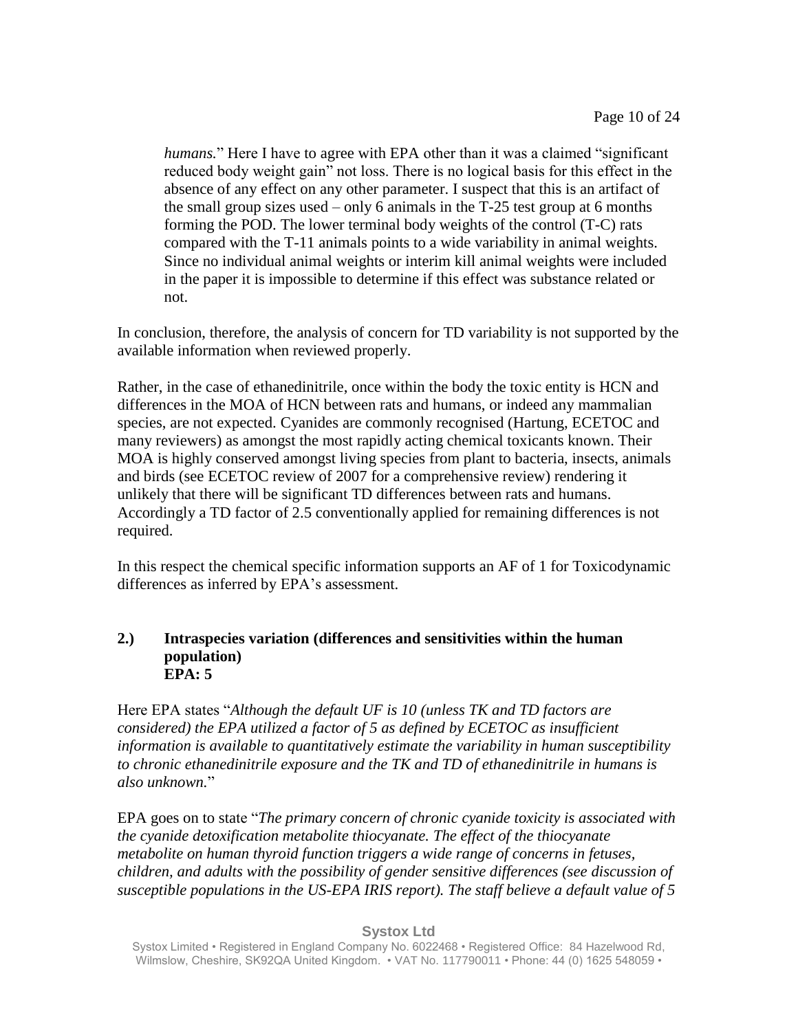*humans.*" Here I have to agree with EPA other than it was a claimed "significant reduced body weight gain" not loss. There is no logical basis for this effect in the absence of any effect on any other parameter. I suspect that this is an artifact of the small group sizes used – only 6 animals in the T-25 test group at 6 months forming the POD. The lower terminal body weights of the control (T-C) rats compared with the T-11 animals points to a wide variability in animal weights. Since no individual animal weights or interim kill animal weights were included in the paper it is impossible to determine if this effect was substance related or not.

In conclusion, therefore, the analysis of concern for TD variability is not supported by the available information when reviewed properly.

Rather, in the case of ethanedinitrile, once within the body the toxic entity is HCN and differences in the MOA of HCN between rats and humans, or indeed any mammalian species, are not expected. Cyanides are commonly recognised (Hartung, ECETOC and many reviewers) as amongst the most rapidly acting chemical toxicants known. Their MOA is highly conserved amongst living species from plant to bacteria, insects, animals and birds (see ECETOC review of 2007 for a comprehensive review) rendering it unlikely that there will be significant TD differences between rats and humans. Accordingly a TD factor of 2.5 conventionally applied for remaining differences is not required.

In this respect the chemical specific information supports an AF of 1 for Toxicodynamic differences as inferred by EPA's assessment.

**2.) Intraspecies variation (differences and sensitivities within the human population)**
**EPA: 5**

Here EPA states "*Although the default UF is 10 (unless TK and TD factors are considered) the EPA utilized a factor of 5 as defined by ECETOC as insufficient information is available to quantitatively estimate the variability in human susceptibility to chronic ethanedinitrile exposure and the TK and TD of ethanedinitrile in humans is also unknown.*"

EPA goes on to state "*The primary concern of chronic cyanide toxicity is associated with the cyanide detoxification metabolite thiocyanate. The effect of the thiocyanate metabolite on human thyroid function triggers a wide range of concerns in fetuses, children, and adults with the possibility of gender sensitive differences (see discussion of susceptible populations in the US-EPA IRIS report). The staff believe a default value of 5*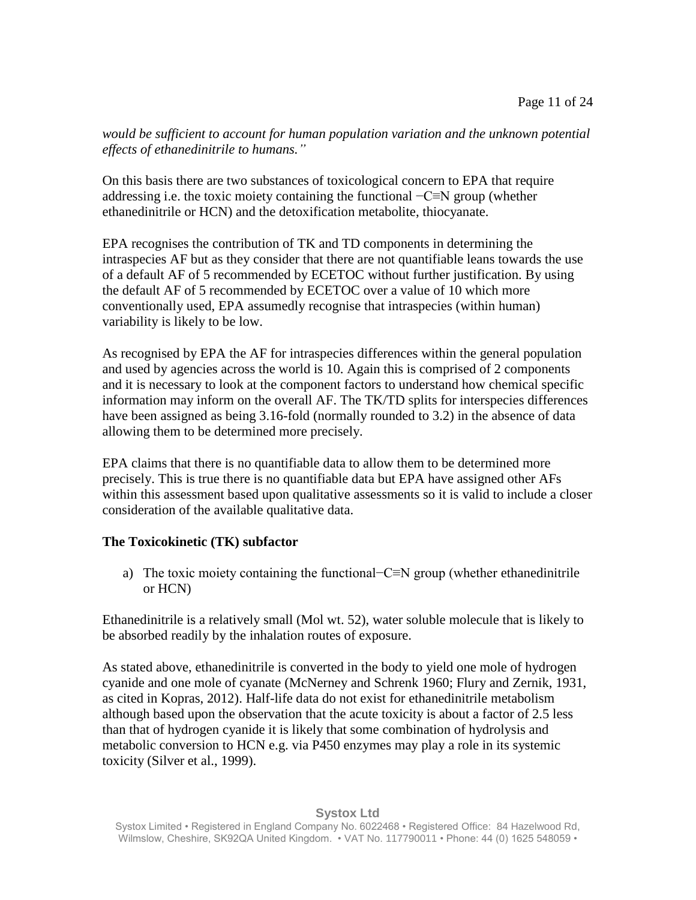*would be sufficient to account for human population variation and the unknown potential effects of ethanedinitrile to humans."*

On this basis there are two substances of toxicological concern to EPA that require addressing i.e. the toxic moiety containing the functional −C≡N group (whether ethanedinitrile or HCN) and the detoxification metabolite, thiocyanate.

EPA recognises the contribution of TK and TD components in determining the intraspecies AF but as they consider that there are not quantifiable leans towards the use of a default AF of 5 recommended by ECETOC without further justification. By using the default AF of 5 recommended by ECETOC over a value of 10 which more conventionally used, EPA assumedly recognise that intraspecies (within human) variability is likely to be low.

As recognised by EPA the AF for intraspecies differences within the general population and used by agencies across the world is 10. Again this is comprised of 2 components and it is necessary to look at the component factors to understand how chemical specific information may inform on the overall AF. The TK/TD splits for interspecies differences have been assigned as being 3.16-fold (normally rounded to 3.2) in the absence of data allowing them to be determined more precisely.

EPA claims that there is no quantifiable data to allow them to be determined more precisely. This is true there is no quantifiable data but EPA have assigned other AFs within this assessment based upon qualitative assessments so it is valid to include a closer consideration of the available qualitative data.

**The Toxicokinetic (TK) subfactor**

a) The toxic moiety containing the functional−C≡N group (whether ethanedinitrile or HCN)

Ethanedinitrile is a relatively small (Mol wt. 52), water soluble molecule that is likely to be absorbed readily by the inhalation routes of exposure.

As stated above, ethanedinitrile is converted in the body to yield one mole of hydrogen cyanide and one mole of cyanate (McNerney and Schrenk 1960; Flury and Zernik, 1931, as cited in Kopras, 2012). Half-life data do not exist for ethanedinitrile metabolism although based upon the observation that the acute toxicity is about a factor of 2.5 less than that of hydrogen cyanide it is likely that some combination of hydrolysis and metabolic conversion to HCN e.g. via P450 enzymes may play a role in its systemic toxicity (Silver et al., 1999).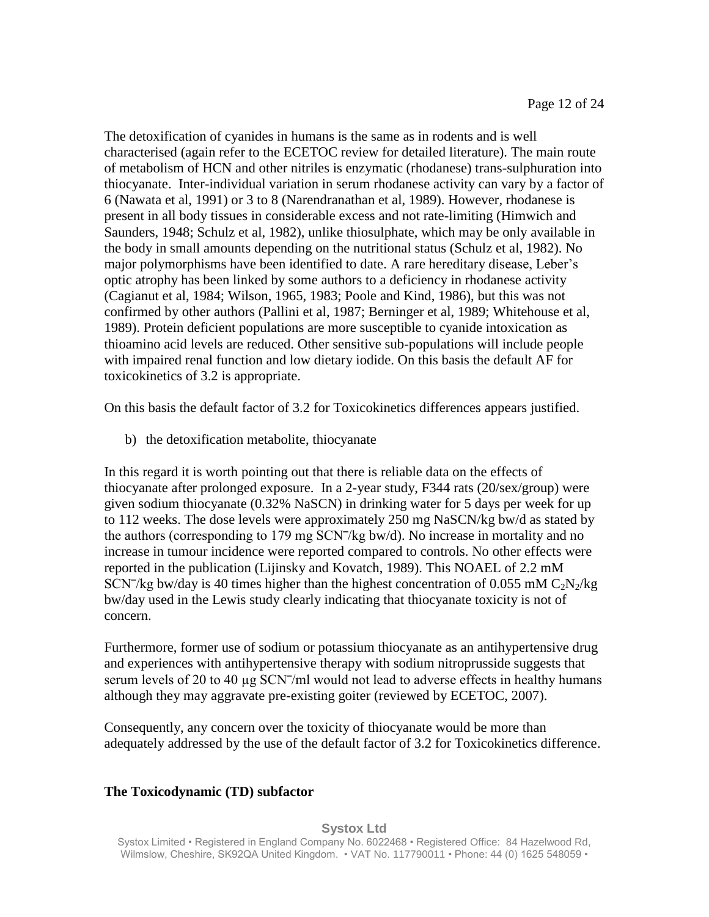The detoxification of cyanides in humans is the same as in rodents and is well characterised (again refer to the ECETOC review for detailed literature). The main route of metabolism of HCN and other nitriles is enzymatic (rhodanese) trans-sulphuration into thiocyanate. Inter-individual variation in serum rhodanese activity can vary by a factor of 6 (Nawata et al, 1991) or 3 to 8 (Narendranathan et al, 1989). However, rhodanese is present in all body tissues in considerable excess and not rate-limiting (Himwich and Saunders, 1948; Schulz et al, 1982), unlike thiosulphate, which may be only available in the body in small amounts depending on the nutritional status (Schulz et al, 1982). No major polymorphisms have been identified to date. A rare hereditary disease, Leber's optic atrophy has been linked by some authors to a deficiency in rhodanese activity (Cagianut et al, 1984; Wilson, 1965, 1983; Poole and Kind, 1986), but this was not confirmed by other authors (Pallini et al, 1987; Berninger et al, 1989; Whitehouse et al, 1989). Protein deficient populations are more susceptible to cyanide intoxication as thioamino acid levels are reduced. Other sensitive sub-populations will include people with impaired renal function and low dietary iodide. On this basis the default AF for toxicokinetics of 3.2 is appropriate.

On this basis the default factor of 3.2 for Toxicokinetics differences appears justified.

b) the detoxification metabolite, thiocyanate

In this regard it is worth pointing out that there is reliable data on the effects of thiocyanate after prolonged exposure. In a 2-year study, F344 rats (20/sex/group) were given sodium thiocyanate (0.32% NaSCN) in drinking water for 5 days per week for up to 112 weeks. The dose levels were approximately 250 mg NaSCN/kg bw/d as stated by the authors (corresponding to 179 mg $SCN^-$/kg bw/d). No increase in mortality and no increase in tumour incidence were reported compared to controls. No other effects were reported in the publication (Lijinsky and Kovatch, 1989). This NOAEL of 2.2 mM $SCN^-$/kg bw/day is 40 times higher than the highest concentration of 0.055 mM $C_2N_2$/kg bw/day used in the Lewis study clearly indicating that thiocyanate toxicity is not of concern.

Furthermore, former use of sodium or potassium thiocyanate as an antihypertensive drug and experiences with antihypertensive therapy with sodium nitroprusside suggests that serum levels of 20 to 40 µg $SCN^-$/ml would not lead to adverse effects in healthy humans although they may aggravate pre-existing goiter (reviewed by ECETOC, 2007).

Consequently, any concern over the toxicity of thiocyanate would be more than adequately addressed by the use of the default factor of 3.2 for Toxicokinetics difference.

**The Toxicodynamic (TD) subfactor**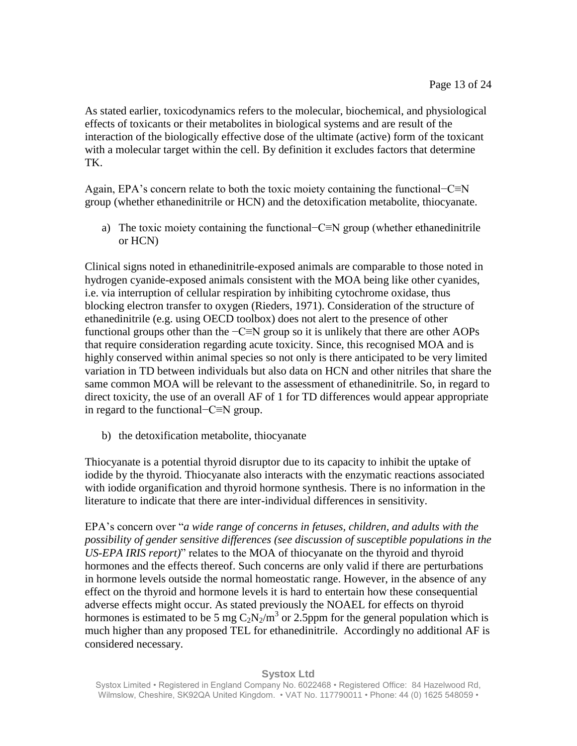As stated earlier, toxicodynamics refers to the molecular, biochemical, and physiological effects of toxicants or their metabolites in biological systems and are result of the interaction of the biologically effective dose of the ultimate (active) form of the toxicant with a molecular target within the cell. By definition it excludes factors that determine TK.

Again, EPA's concern relate to both the toxic moiety containing the functional−C≡N group (whether ethanedinitrile or HCN) and the detoxification metabolite, thiocyanate.

a) The toxic moiety containing the functional−C≡N group (whether ethanedinitrile or HCN)

Clinical signs noted in ethanedinitrile-exposed animals are comparable to those noted in hydrogen cyanide-exposed animals consistent with the MOA being like other cyanides, i.e. via interruption of cellular respiration by inhibiting cytochrome oxidase, thus blocking electron transfer to oxygen (Rieders, 1971). Consideration of the structure of ethanedinitrile (e.g. using OECD toolbox) does not alert to the presence of other functional groups other than the −C≡N group so it is unlikely that there are other AOPs that require consideration regarding acute toxicity. Since, this recognised MOA and is highly conserved within animal species so not only is there anticipated to be very limited variation in TD between individuals but also data on HCN and other nitriles that share the same common MOA will be relevant to the assessment of ethanedinitrile. So, in regard to direct toxicity, the use of an overall AF of 1 for TD differences would appear appropriate in regard to the functional−C≡N group.

b) the detoxification metabolite, thiocyanate

Thiocyanate is a potential thyroid disruptor due to its capacity to inhibit the uptake of iodide by the thyroid. Thiocyanate also interacts with the enzymatic reactions associated with iodide organification and thyroid hormone synthesis. There is no information in the literature to indicate that there are inter-individual differences in sensitivity.

EPA's concern over "*a wide range of concerns in fetuses, children, and adults with the possibility of gender sensitive differences (see discussion of susceptible populations in the US-EPA IRIS report)*" relates to the MOA of thiocyanate on the thyroid and thyroid hormones and the effects thereof. Such concerns are only valid if there are perturbations in hormone levels outside the normal homeostatic range. However, in the absence of any effect on the thyroid and hormone levels it is hard to entertain how these consequential adverse effects might occur. As stated previously the NOAEL for effects on thyroid hormones is estimated to be 5 mg $C_2N_2/m^3$ or 2.5ppm for the general population which is much higher than any proposed TEL for ethanedinitrile. Accordingly no additional AF is considered necessary.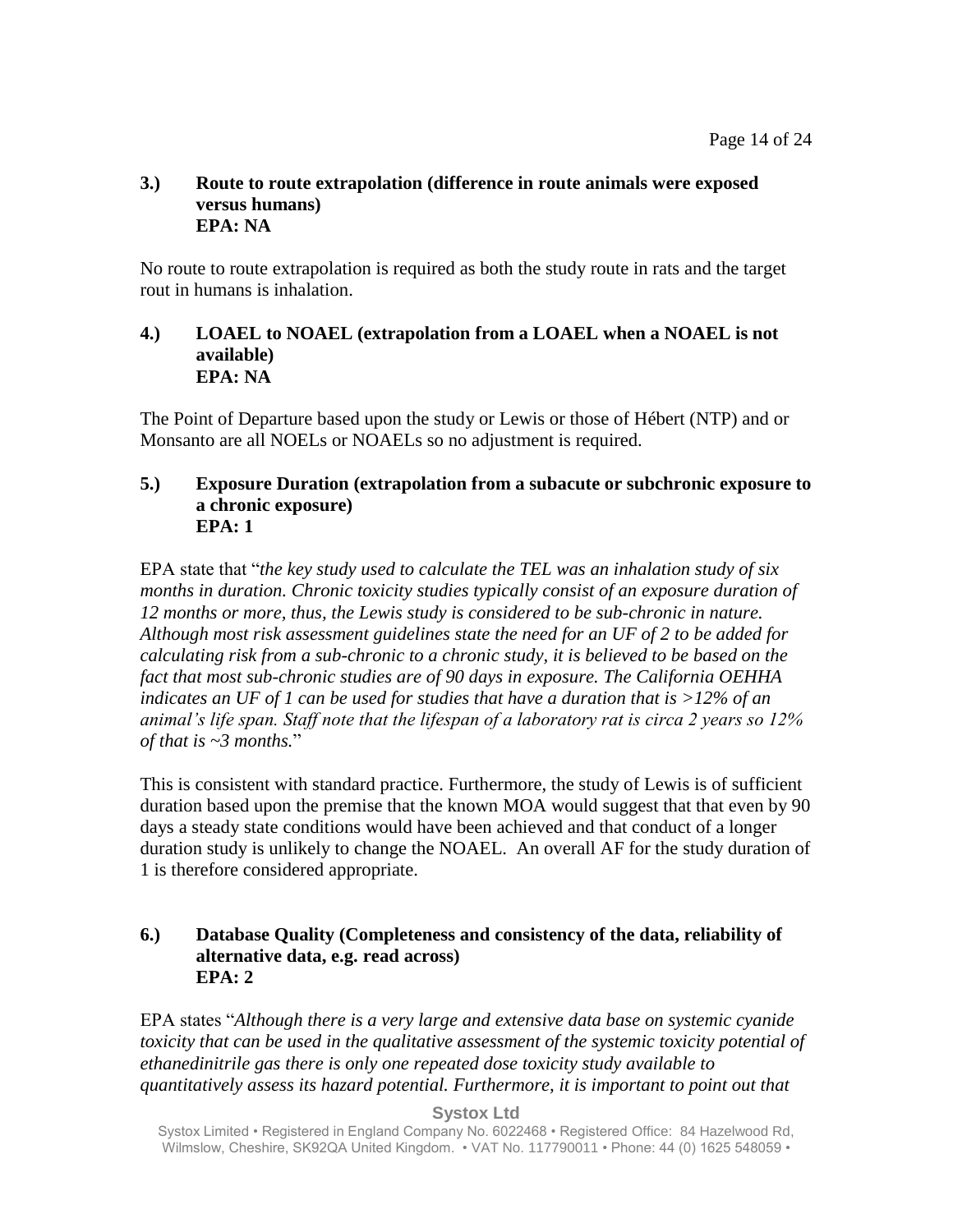**3.) Route to route extrapolation (difference in route animals were exposed versus humans)**
**EPA: NA**

No route to route extrapolation is required as both the study route in rats and the target rout in humans is inhalation.

**4.) LOAEL to NOAEL (extrapolation from a LOAEL when a NOAEL is not available)**
**EPA: NA**

The Point of Departure based upon the study or Lewis or those of Hébert (NTP) and or Monsanto are all NOELs or NOAELs so no adjustment is required.

**5.) Exposure Duration (extrapolation from a subacute or subchronic exposure to a chronic exposure)**
**EPA: 1**

EPA state that "*the key study used to calculate the TEL was an inhalation study of six months in duration. Chronic toxicity studies typically consist of an exposure duration of 12 months or more, thus, the Lewis study is considered to be sub-chronic in nature. Although most risk assessment guidelines state the need for an UF of 2 to be added for calculating risk from a sub-chronic to a chronic study, it is believed to be based on the fact that most sub-chronic studies are of 90 days in exposure. The California OEHHA indicates an UF of 1 can be used for studies that have a duration that is >12% of an animal's life span. Staff note that the lifespan of a laboratory rat is circa 2 years so 12% of that is ~3 months.*"

This is consistent with standard practice. Furthermore, the study of Lewis is of sufficient duration based upon the premise that the known MOA would suggest that that even by 90 days a steady state conditions would have been achieved and that conduct of a longer duration study is unlikely to change the NOAEL. An overall AF for the study duration of 1 is therefore considered appropriate.

**6.) Database Quality (Completeness and consistency of the data, reliability of alternative data, e.g. read across)**
**EPA: 2**

EPA states "*Although there is a very large and extensive data base on systemic cyanide toxicity that can be used in the qualitative assessment of the systemic toxicity potential of ethanedinitrile gas there is only one repeated dose toxicity study available to quantitatively assess its hazard potential. Furthermore, it is important to point out that*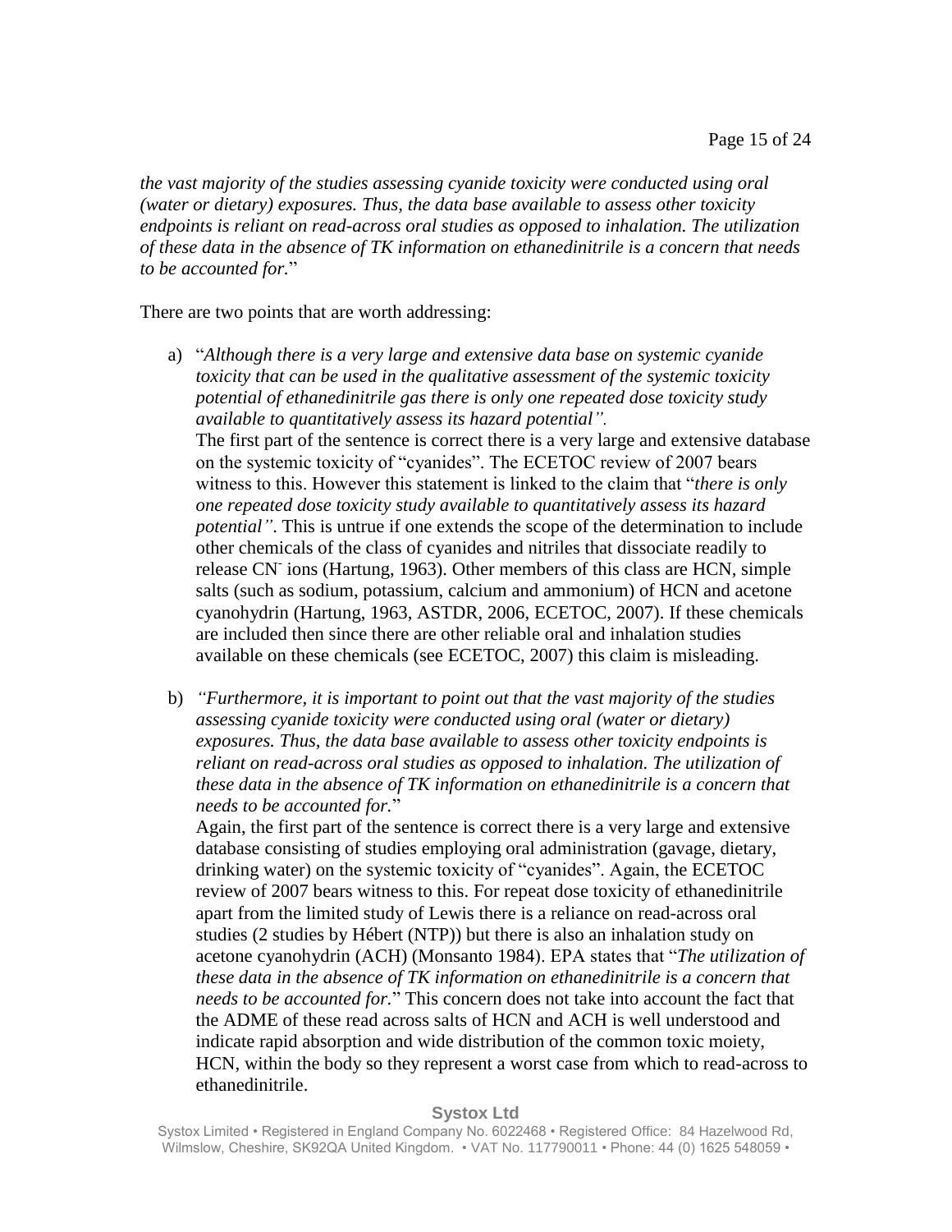*the vast majority of the studies assessing cyanide toxicity were conducted using oral (water or dietary) exposures. Thus, the data base available to assess other toxicity endpoints is reliant on read-across oral studies as opposed to inhalation. The utilization of these data in the absence of TK information on ethanedinitrile is a concern that needs to be accounted for.*"

There are two points that are worth addressing:

a) "*Although there is a very large and extensive data base on systemic cyanide toxicity that can be used in the qualitative assessment of the systemic toxicity potential of ethanedinitrile gas there is only one repeated dose toxicity study available to quantitatively assess its hazard potential".*
The first part of the sentence is correct there is a very large and extensive database on the systemic toxicity of "cyanides". The ECETOC review of 2007 bears witness to this. However this statement is linked to the claim that "*there is only one repeated dose toxicity study available to quantitatively assess its hazard potential"*. This is untrue if one extends the scope of the determination to include other chemicals of the class of cyanides and nitriles that dissociate readily to release $CN^-$ ions (Hartung, 1963). Other members of this class are HCN, simple salts (such as sodium, potassium, calcium and ammonium) of HCN and acetone cyanohydrin (Hartung, 1963, ASTDR, 2006, ECETOC, 2007). If these chemicals are included then since there are other reliable oral and inhalation studies available on these chemicals (see ECETOC, 2007) this claim is misleading.

b) *"Furthermore, it is important to point out that the vast majority of the studies assessing cyanide toxicity were conducted using oral (water or dietary) exposures. Thus, the data base available to assess other toxicity endpoints is reliant on read-across oral studies as opposed to inhalation. The utilization of these data in the absence of TK information on ethanedinitrile is a concern that needs to be accounted for.*"
Again, the first part of the sentence is correct there is a very large and extensive database consisting of studies employing oral administration (gavage, dietary, drinking water) on the systemic toxicity of "cyanides". Again, the ECETOC review of 2007 bears witness to this. For repeat dose toxicity of ethanedinitrile apart from the limited study of Lewis there is a reliance on read-across oral studies (2 studies by Hébert (NTP)) but there is also an inhalation study on acetone cyanohydrin (ACH) (Monsanto 1984). EPA states that "*The utilization of these data in the absence of TK information on ethanedinitrile is a concern that needs to be accounted for.*" This concern does not take into account the fact that the ADME of these read across salts of HCN and ACH is well understood and indicate rapid absorption and wide distribution of the common toxic moiety, HCN, within the body so they represent a worst case from which to read-across to ethanedinitrile.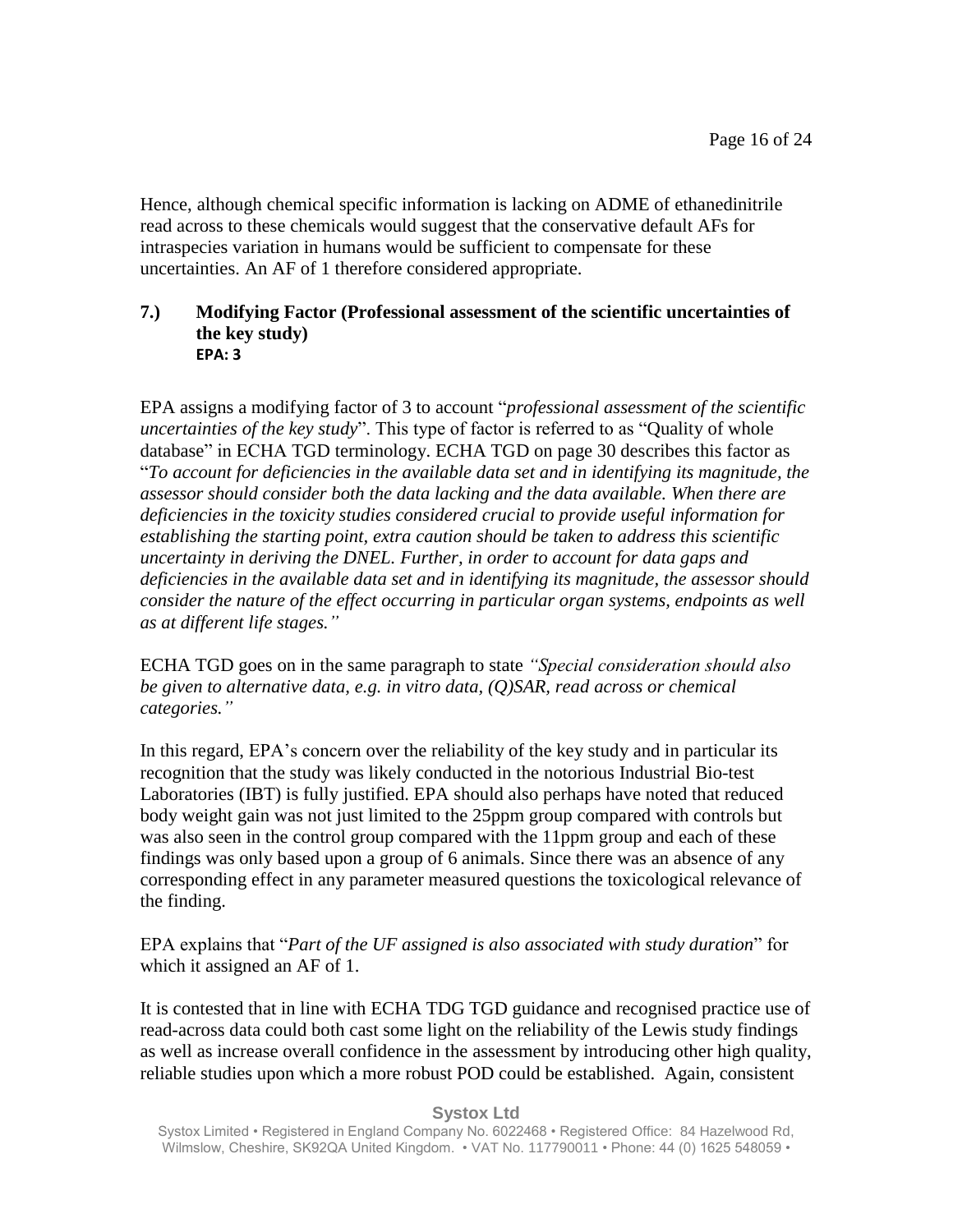Hence, although chemical specific information is lacking on ADME of ethanedinitrile read across to these chemicals would suggest that the conservative default AFs for intraspecies variation in humans would be sufficient to compensate for these uncertainties. An AF of 1 therefore considered appropriate.

### 7.) Modifying Factor (Professional assessment of the scientific uncertainties of the key study)

**EPA: 3**

EPA assigns a modifying factor of 3 to account "*professional assessment of the scientific uncertainties of the key study*". This type of factor is referred to as "Quality of whole database" in ECHA TGD terminology. ECHA TGD on page 30 describes this factor as "*To account for deficiencies in the available data set and in identifying its magnitude, the assessor should consider both the data lacking and the data available. When there are deficiencies in the toxicity studies considered crucial to provide useful information for establishing the starting point, extra caution should be taken to address this scientific uncertainty in deriving the DNEL. Further, in order to account for data gaps and deficiencies in the available data set and in identifying its magnitude, the assessor should consider the nature of the effect occurring in particular organ systems, endpoints as well as at different life stages."*

ECHA TGD goes on in the same paragraph to state *"Special consideration should also be given to alternative data, e.g. in vitro data, (Q)SAR, read across or chemical categories."*

In this regard, EPA's concern over the reliability of the key study and in particular its recognition that the study was likely conducted in the notorious Industrial Bio-test Laboratories (IBT) is fully justified. EPA should also perhaps have noted that reduced body weight gain was not just limited to the 25ppm group compared with controls but was also seen in the control group compared with the 11ppm group and each of these findings was only based upon a group of 6 animals. Since there was an absence of any corresponding effect in any parameter measured questions the toxicological relevance of the finding.

EPA explains that "*Part of the UF assigned is also associated with study duration*" for which it assigned an AF of 1.

It is contested that in line with ECHA TDG TGD guidance and recognised practice use of read-across data could both cast some light on the reliability of the Lewis study findings as well as increase overall confidence in the assessment by introducing other high quality, reliable studies upon which a more robust POD could be established. Again, consistent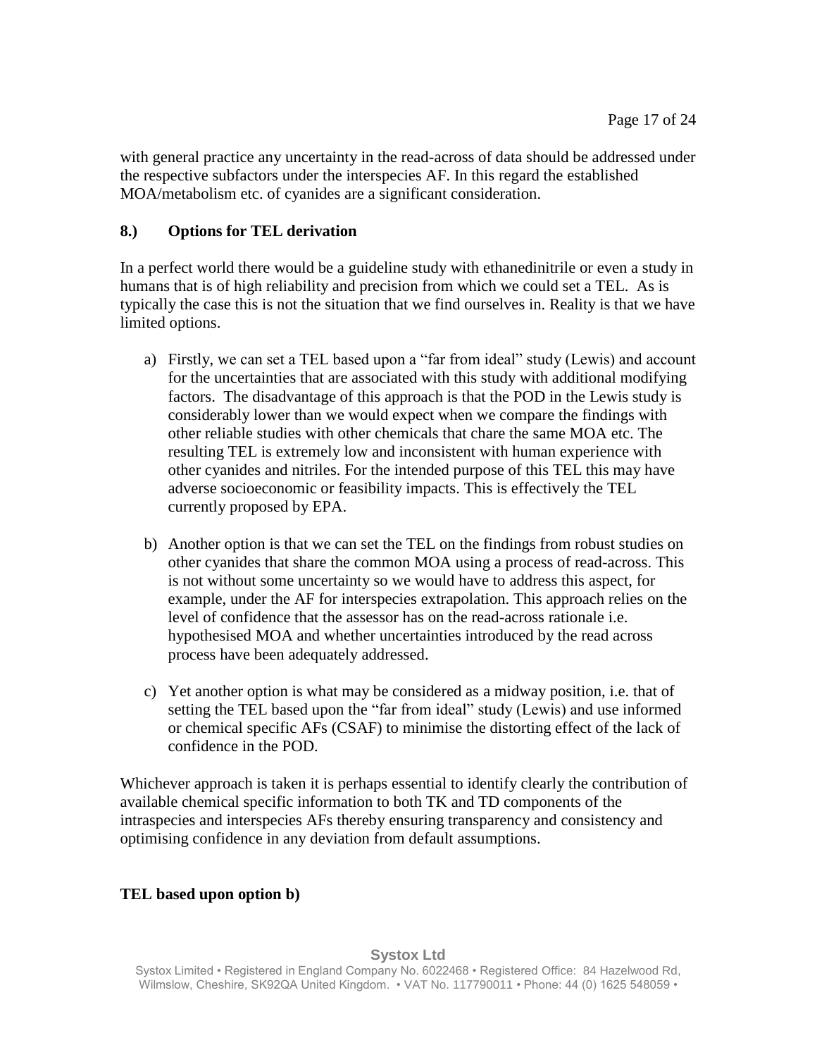with general practice any uncertainty in the read-across of data should be addressed under the respective subfactors under the interspecies AF. In this regard the established MOA/metabolism etc. of cyanides are a significant consideration.

## 8.) Options for TEL derivation

In a perfect world there would be a guideline study with ethanedinitrile or even a study in humans that is of high reliability and precision from which we could set a TEL. As is typically the case this is not the situation that we find ourselves in. Reality is that we have limited options.

a) Firstly, we can set a TEL based upon a "far from ideal" study (Lewis) and account for the uncertainties that are associated with this study with additional modifying factors. The disadvantage of this approach is that the POD in the Lewis study is considerably lower than we would expect when we compare the findings with other reliable studies with other chemicals that chare the same MOA etc. The resulting TEL is extremely low and inconsistent with human experience with other cyanides and nitriles. For the intended purpose of this TEL this may have adverse socioeconomic or feasibility impacts. This is effectively the TEL currently proposed by EPA.

b) Another option is that we can set the TEL on the findings from robust studies on other cyanides that share the common MOA using a process of read-across. This is not without some uncertainty so we would have to address this aspect, for example, under the AF for interspecies extrapolation. This approach relies on the level of confidence that the assessor has on the read-across rationale i.e. hypothesised MOA and whether uncertainties introduced by the read across process have been adequately addressed.

c) Yet another option is what may be considered as a midway position, i.e. that of setting the TEL based upon the "far from ideal" study (Lewis) and use informed or chemical specific AFs (CSAF) to minimise the distorting effect of the lack of confidence in the POD.

Whichever approach is taken it is perhaps essential to identify clearly the contribution of available chemical specific information to both TK and TD components of the intraspecies and interspecies AFs thereby ensuring transparency and consistency and optimising confidence in any deviation from default assumptions.

**TEL based upon option b)**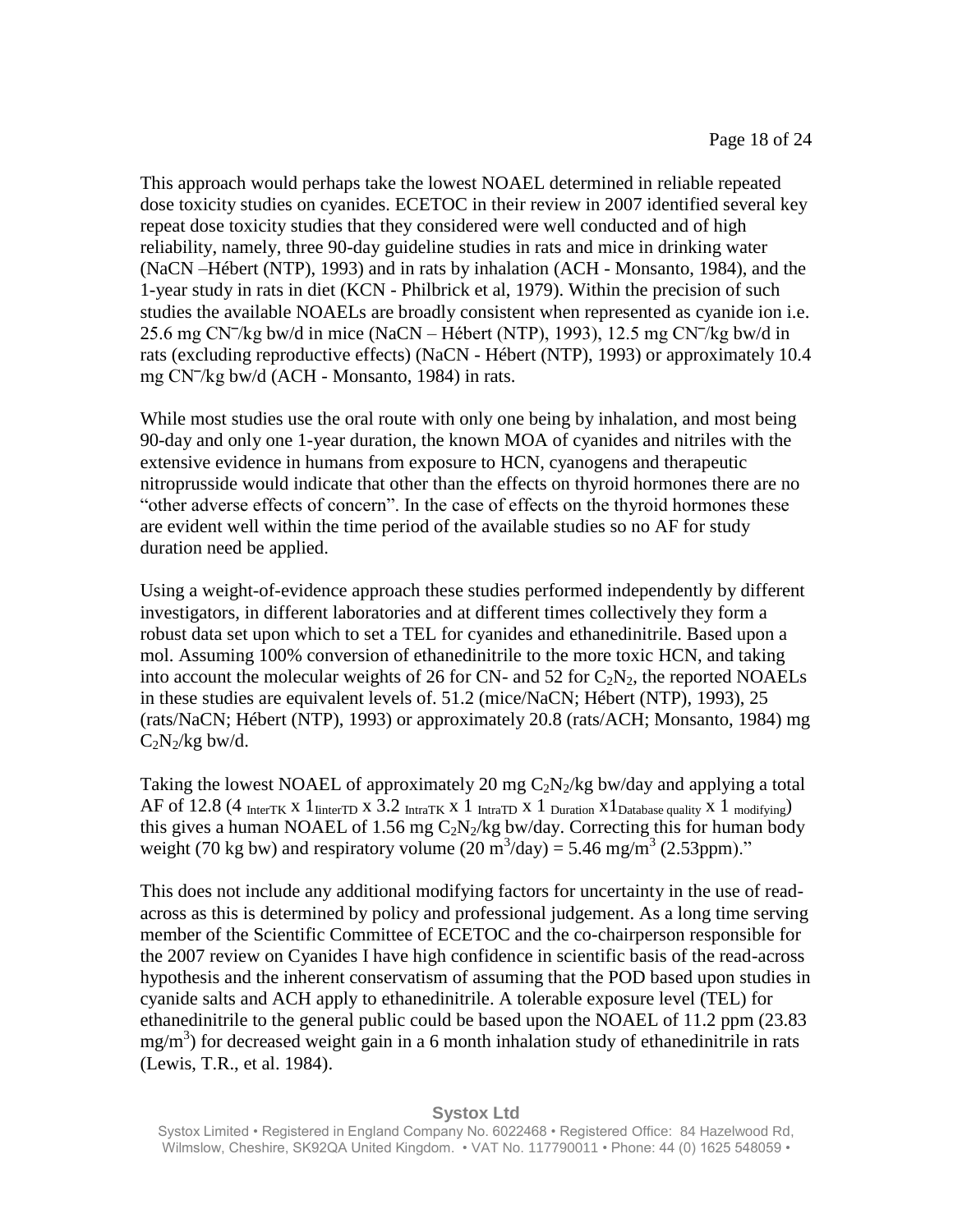This approach would perhaps take the lowest NOAEL determined in reliable repeated dose toxicity studies on cyanides. ECETOC in their review in 2007 identified several key repeat dose toxicity studies that they considered were well conducted and of high reliability, namely, three 90-day guideline studies in rats and mice in drinking water (NaCN –Hébert (NTP), 1993) and in rats by inhalation (ACH - Monsanto, 1984), and the 1-year study in rats in diet (KCN - Philbrick et al, 1979). Within the precision of such studies the available NOAELs are broadly consistent when represented as cyanide ion i.e. 25.6 mg $CN^{-}$/kg bw/d in mice (NaCN – Hébert (NTP), 1993), 12.5 mg $CN^{-}$/kg bw/d in rats (excluding reproductive effects) (NaCN - Hébert (NTP), 1993) or approximately 10.4 mg $CN^{-}$/kg bw/d (ACH - Monsanto, 1984) in rats.

While most studies use the oral route with only one being by inhalation, and most being 90-day and only one 1-year duration, the known MOA of cyanides and nitriles with the extensive evidence in humans from exposure to HCN, cyanogens and therapeutic nitroprusside would indicate that other than the effects on thyroid hormones there are no "other adverse effects of concern". In the case of effects on the thyroid hormones these are evident well within the time period of the available studies so no AF for study duration need be applied.

Using a weight-of-evidence approach these studies performed independently by different investigators, in different laboratories and at different times collectively they form a robust data set upon which to set a TEL for cyanides and ethanedinitrile. Based upon a mol. Assuming 100% conversion of ethanedinitrile to the more toxic HCN, and taking into account the molecular weights of 26 for CN- and 52 for $C_2N_2$, the reported NOAELs in these studies are equivalent levels of. 51.2 (mice/NaCN; Hébert (NTP), 1993), 25 (rats/NaCN; Hébert (NTP), 1993) or approximately 20.8 (rats/ACH; Monsanto, 1984) mg $C_2N_2$/kg bw/d.

Taking the lowest NOAEL of approximately 20 mg $C_2N_2$/kg bw/day and applying a total AF of 12.8 ($4_{\text{InterTK}} \times 1_{\text{IinterTD}} \times 3.2_{\text{IntraTK}} \times 1_{\text{IntraTD}} \times 1_{\text{Duration}} \times 1_{\text{Database quality}} \times 1_{\text{modifying}}$) this gives a human NOAEL of 1.56 mg $C_2N_2$/kg bw/day. Correcting this for human body weight (70 kg bw) and respiratory volume (20 $m^3$/day) = 5.46 mg/$m^3$ (2.53ppm)."

This does not include any additional modifying factors for uncertainty in the use of read-across as this is determined by policy and professional judgement. As a long time serving member of the Scientific Committee of ECETOC and the co-chairperson responsible for the 2007 review on Cyanides I have high confidence in scientific basis of the read-across hypothesis and the inherent conservatism of assuming that the POD based upon studies in cyanide salts and ACH apply to ethanedinitrile. A tolerable exposure level (TEL) for ethanedinitrile to the general public could be based upon the NOAEL of 11.2 ppm (23.83 mg/$m^3$) for decreased weight gain in a 6 month inhalation study of ethanedinitrile in rats (Lewis, T.R., et al. 1984).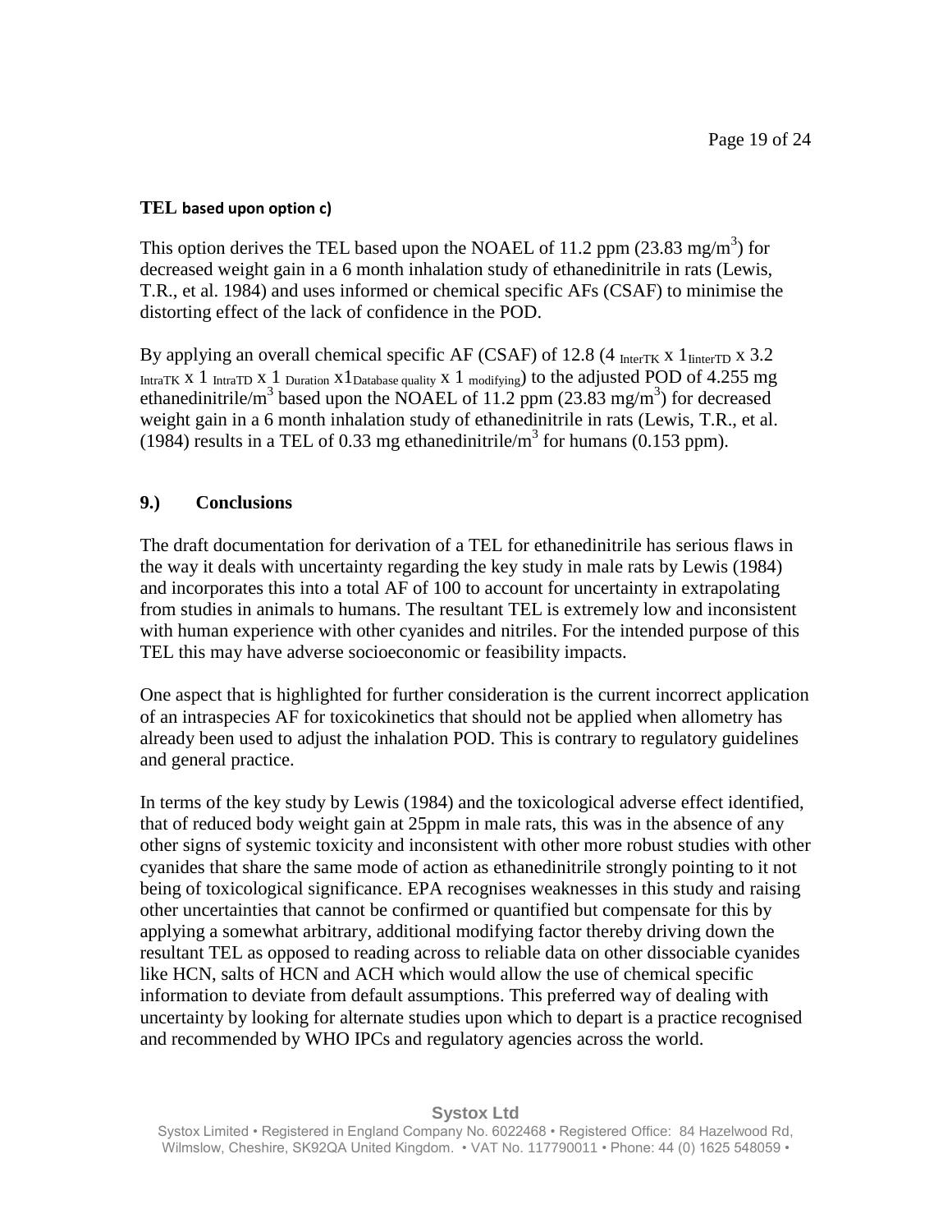**TEL based upon option c)**

This option derives the TEL based upon the NOAEL of 11.2 ppm (23.83 mg/m$^3$) for decreased weight gain in a 6 month inhalation study of ethanedinitrile in rats (Lewis, T.R., et al. 1984) and uses informed or chemical specific AFs (CSAF) to minimise the distorting effect of the lack of confidence in the POD.

By applying an overall chemical specific AF (CSAF) of 12.8 (4 $_{\text{InterTK}}$ x 1$_{\text{IinterTD}}$ x 3.2 $_{\text{IntraTK}}$ x 1 $_{\text{IntraTD}}$ x 1 $_{\text{Duration}}$ x1$_{\text{Database quality}}$ x 1 $_{\text{modifying}}$) to the adjusted POD of 4.255 mg ethanedinitrile/m$^3$ based upon the NOAEL of 11.2 ppm (23.83 mg/m$^3$) for decreased weight gain in a 6 month inhalation study of ethanedinitrile in rats (Lewis, T.R., et al. (1984) results in a TEL of 0.33 mg ethanedinitrile/m$^3$ for humans (0.153 ppm).

## 9.) Conclusions

The draft documentation for derivation of a TEL for ethanedinitrile has serious flaws in the way it deals with uncertainty regarding the key study in male rats by Lewis (1984) and incorporates this into a total AF of 100 to account for uncertainty in extrapolating from studies in animals to humans. The resultant TEL is extremely low and inconsistent with human experience with other cyanides and nitriles. For the intended purpose of this TEL this may have adverse socioeconomic or feasibility impacts.

One aspect that is highlighted for further consideration is the current incorrect application of an intraspecies AF for toxicokinetics that should not be applied when allometry has already been used to adjust the inhalation POD. This is contrary to regulatory guidelines and general practice.

In terms of the key study by Lewis (1984) and the toxicological adverse effect identified, that of reduced body weight gain at 25ppm in male rats, this was in the absence of any other signs of systemic toxicity and inconsistent with other more robust studies with other cyanides that share the same mode of action as ethanedinitrile strongly pointing to it not being of toxicological significance. EPA recognises weaknesses in this study and raising other uncertainties that cannot be confirmed or quantified but compensate for this by applying a somewhat arbitrary, additional modifying factor thereby driving down the resultant TEL as opposed to reading across to reliable data on other dissociable cyanides like HCN, salts of HCN and ACH which would allow the use of chemical specific information to deviate from default assumptions. This preferred way of dealing with uncertainty by looking for alternate studies upon which to depart is a practice recognised and recommended by WHO IPCs and regulatory agencies across the world.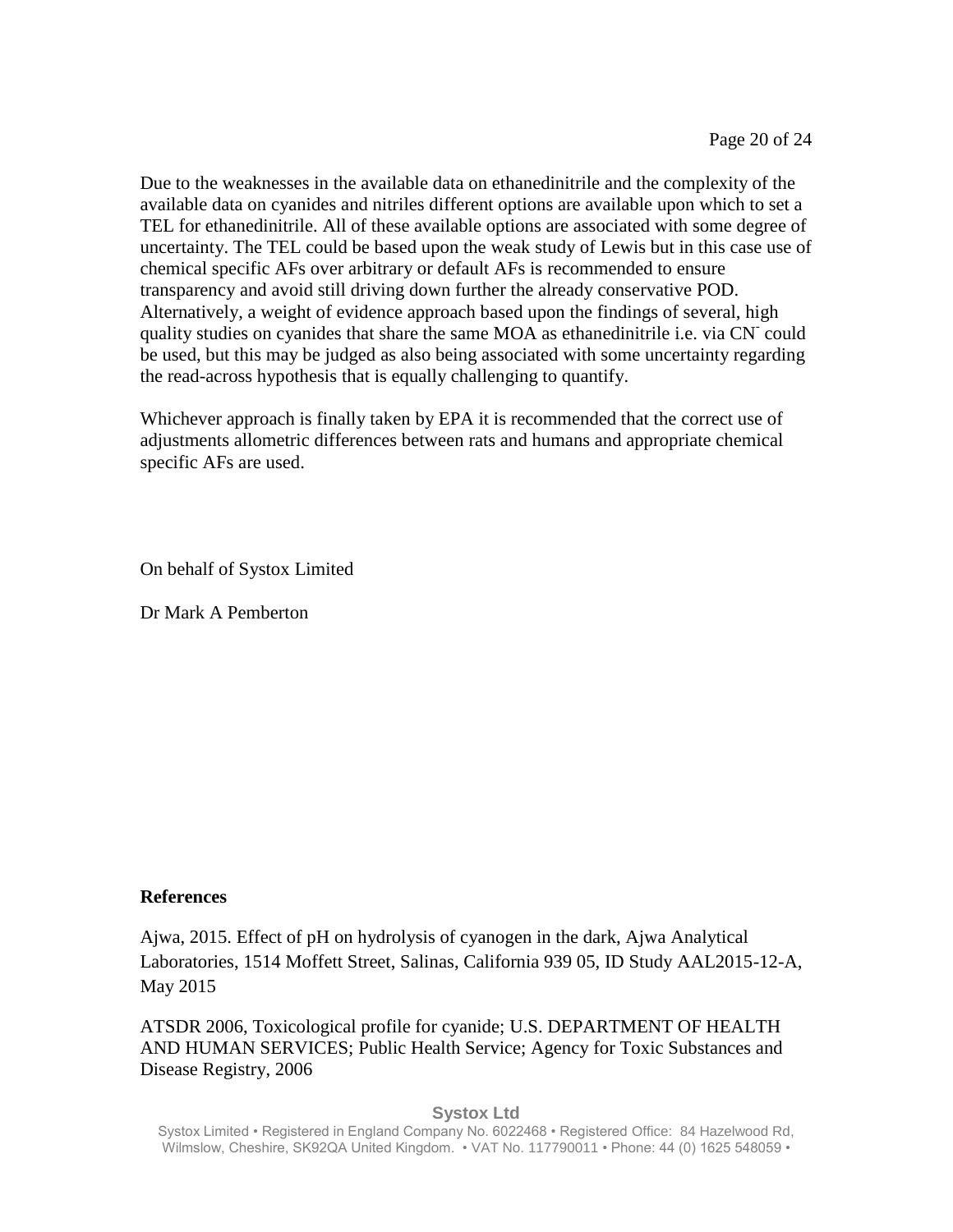Due to the weaknesses in the available data on ethanedinitrile and the complexity of the available data on cyanides and nitriles different options are available upon which to set a TEL for ethanedinitrile. All of these available options are associated with some degree of uncertainty. The TEL could be based upon the weak study of Lewis but in this case use of chemical specific AFs over arbitrary or default AFs is recommended to ensure transparency and avoid still driving down further the already conservative POD. Alternatively, a weight of evidence approach based upon the findings of several, high quality studies on cyanides that share the same MOA as ethanedinitrile i.e. via $CN^-$ could be used, but this may be judged as also being associated with some uncertainty regarding the read-across hypothesis that is equally challenging to quantify.

Whichever approach is finally taken by EPA it is recommended that the correct use of adjustments allometric differences between rats and humans and appropriate chemical specific AFs are used.

On behalf of Systox Limited

Dr Mark A Pemberton

**References**

Ajwa, 2015. Effect of pH on hydrolysis of cyanogen in the dark, Ajwa Analytical Laboratories, 1514 Moffett Street, Salinas, California 939 05, ID Study AAL2015-12-A, May 2015

ATSDR 2006, Toxicological profile for cyanide; U.S. DEPARTMENT OF HEALTH AND HUMAN SERVICES; Public Health Service; Agency for Toxic Substances and Disease Registry, 2006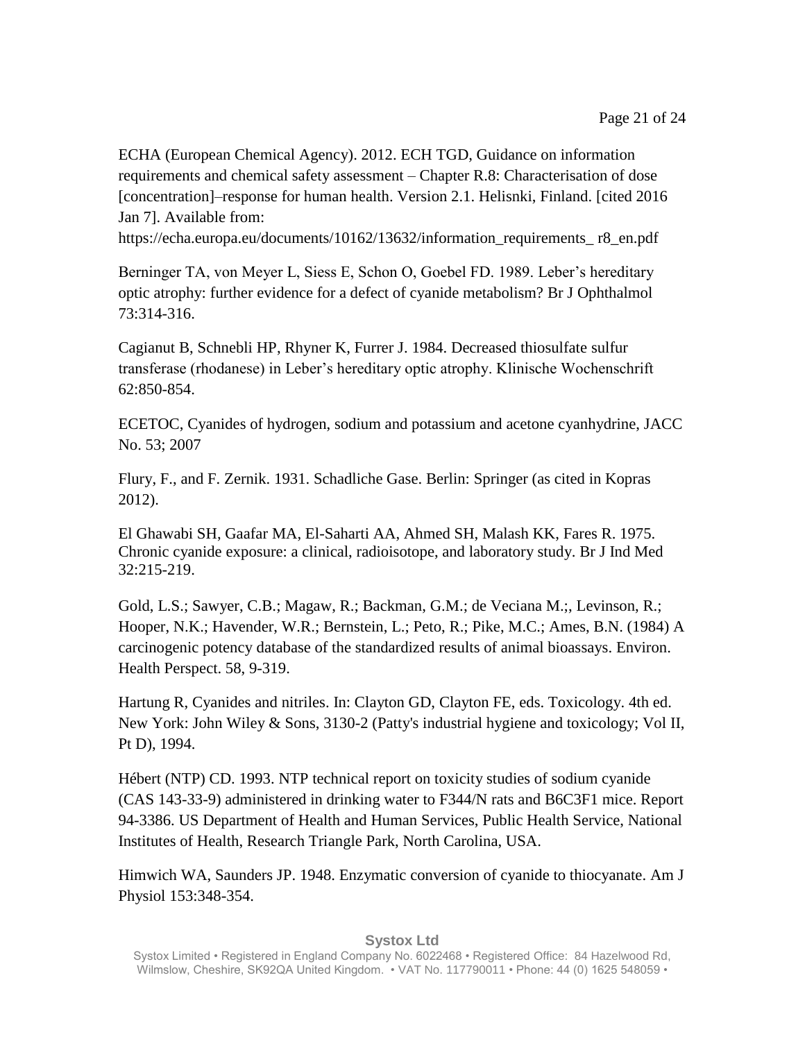ECHA (European Chemical Agency). 2012. ECH TGD, Guidance on information requirements and chemical safety assessment – Chapter R.8: Characterisation of dose [concentration]–response for human health. Version 2.1. Helisnki, Finland. [cited 2016 Jan 7]. Available from: https://echa.europa.eu/documents/10162/13632/information_requirements_ r8_en.pdf

Berninger TA, von Meyer L, Siess E, Schon O, Goebel FD. 1989. Leber's hereditary optic atrophy: further evidence for a defect of cyanide metabolism? Br J Ophthalmol 73:314-316.

Cagianut B, Schnebli HP, Rhyner K, Furrer J. 1984. Decreased thiosulfate sulfur transferase (rhodanese) in Leber's hereditary optic atrophy. Klinische Wochenschrift 62:850-854.

ECETOC, Cyanides of hydrogen, sodium and potassium and acetone cyanhydrine, JACC No. 53; 2007

Flury, F., and F. Zernik. 1931. Schadliche Gase. Berlin: Springer (as cited in Kopras 2012).

El Ghawabi SH, Gaafar MA, El-Saharti AA, Ahmed SH, Malash KK, Fares R. 1975. Chronic cyanide exposure: a clinical, radioisotope, and laboratory study. Br J Ind Med 32:215-219.

Gold, L.S.; Sawyer, C.B.; Magaw, R.; Backman, G.M.; de Veciana M.;, Levinson, R.; Hooper, N.K.; Havender, W.R.; Bernstein, L.; Peto, R.; Pike, M.C.; Ames, B.N. (1984) A carcinogenic potency database of the standardized results of animal bioassays. Environ. Health Perspect. 58, 9-319.

Hartung R, Cyanides and nitriles. In: Clayton GD, Clayton FE, eds. Toxicology. 4th ed. New York: John Wiley & Sons, 3130-2 (Patty's industrial hygiene and toxicology; Vol II, Pt D), 1994.

Hébert (NTP) CD. 1993. NTP technical report on toxicity studies of sodium cyanide (CAS 143-33-9) administered in drinking water to F344/N rats and B6C3F1 mice. Report 94-3386. US Department of Health and Human Services, Public Health Service, National Institutes of Health, Research Triangle Park, North Carolina, USA.

Himwich WA, Saunders JP. 1948. Enzymatic conversion of cyanide to thiocyanate. Am J Physiol 153:348-354.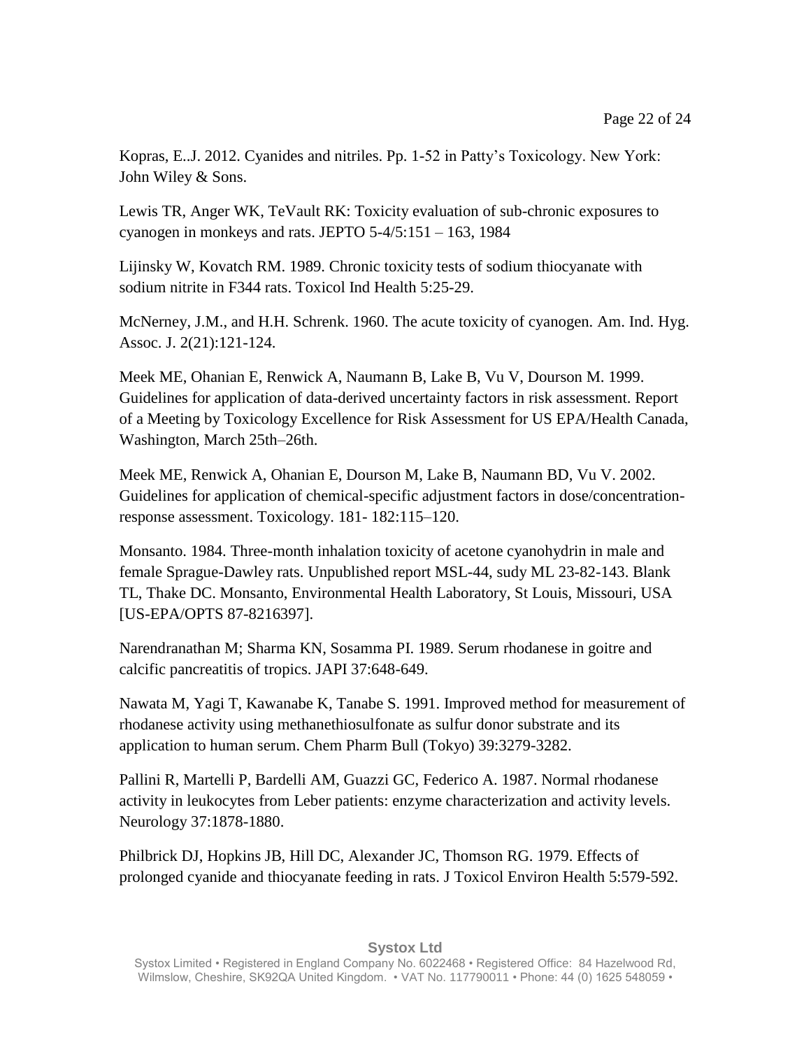Kopras, E..J. 2012. Cyanides and nitriles. Pp. 1-52 in Patty's Toxicology. New York: John Wiley & Sons.

Lewis TR, Anger WK, TeVault RK: Toxicity evaluation of sub-chronic exposures to cyanogen in monkeys and rats. JEPTO 5-4/5:151 – 163, 1984

Lijinsky W, Kovatch RM. 1989. Chronic toxicity tests of sodium thiocyanate with sodium nitrite in F344 rats. Toxicol Ind Health 5:25-29.

McNerney, J.M., and H.H. Schrenk. 1960. The acute toxicity of cyanogen. Am. Ind. Hyg. Assoc. J. 2(21):121-124.

Meek ME, Ohanian E, Renwick A, Naumann B, Lake B, Vu V, Dourson M. 1999. Guidelines for application of data-derived uncertainty factors in risk assessment. Report of a Meeting by Toxicology Excellence for Risk Assessment for US EPA/Health Canada, Washington, March 25th–26th.

Meek ME, Renwick A, Ohanian E, Dourson M, Lake B, Naumann BD, Vu V. 2002. Guidelines for application of chemical-specific adjustment factors in dose/concentration-response assessment. Toxicology. 181- 182:115–120.

Monsanto. 1984. Three-month inhalation toxicity of acetone cyanohydrin in male and female Sprague-Dawley rats. Unpublished report MSL-44, sudy ML 23-82-143. Blank TL, Thake DC. Monsanto, Environmental Health Laboratory, St Louis, Missouri, USA [US-EPA/OPTS 87-8216397].

Narendranathan M; Sharma KN, Sosamma PI. 1989. Serum rhodanese in goitre and calcific pancreatitis of tropics. JAPI 37:648-649.

Nawata M, Yagi T, Kawanabe K, Tanabe S. 1991. Improved method for measurement of rhodanese activity using methanethiosulfonate as sulfur donor substrate and its application to human serum. Chem Pharm Bull (Tokyo) 39:3279-3282.

Pallini R, Martelli P, Bardelli AM, Guazzi GC, Federico A. 1987. Normal rhodanese activity in leukocytes from Leber patients: enzyme characterization and activity levels. Neurology 37:1878-1880.

Philbrick DJ, Hopkins JB, Hill DC, Alexander JC, Thomson RG. 1979. Effects of prolonged cyanide and thiocyanate feeding in rats. J Toxicol Environ Health 5:579-592.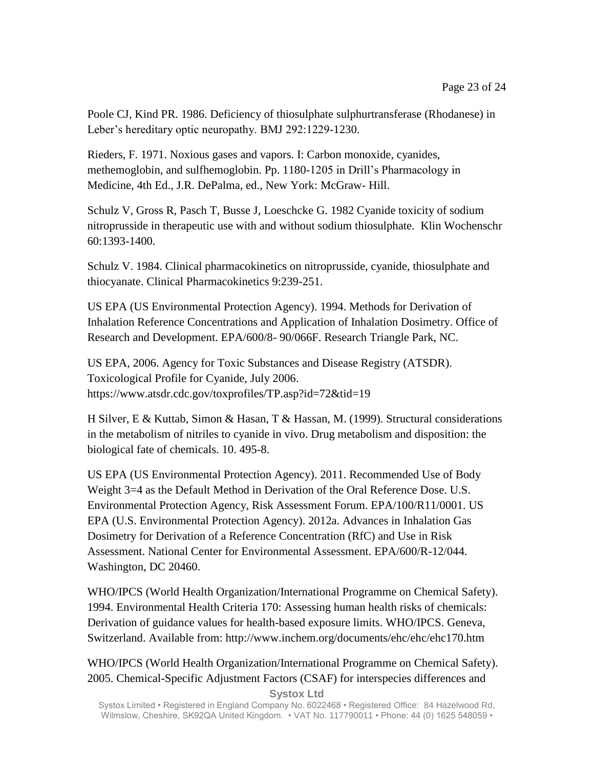Poole CJ, Kind PR. 1986. Deficiency of thiosulphate sulphurtransferase (Rhodanese) in Leber's hereditary optic neuropathy. BMJ 292:1229-1230.

Rieders, F. 1971. Noxious gases and vapors. I: Carbon monoxide, cyanides, methemoglobin, and sulfhemoglobin. Pp. 1180-1205 in Drill's Pharmacology in Medicine, 4th Ed., J.R. DePalma, ed., New York: McGraw- Hill.

Schulz V, Gross R, Pasch T, Busse J, Loeschcke G. 1982 Cyanide toxicity of sodium nitroprusside in therapeutic use with and without sodium thiosulphate. Klin Wochenschr 60:1393-1400.

Schulz V. 1984. Clinical pharmacokinetics on nitroprusside, cyanide, thiosulphate and thiocyanate. Clinical Pharmacokinetics 9:239-251.

US EPA (US Environmental Protection Agency). 1994. Methods for Derivation of Inhalation Reference Concentrations and Application of Inhalation Dosimetry. Office of Research and Development. EPA/600/8- 90/066F. Research Triangle Park, NC.

US EPA, 2006. Agency for Toxic Substances and Disease Registry (ATSDR). Toxicological Profile for Cyanide, July 2006. https://www.atsdr.cdc.gov/toxprofiles/TP.asp?id=72&tid=19

H Silver, E & Kuttab, Simon & Hasan, T & Hassan, M. (1999). Structural considerations in the metabolism of nitriles to cyanide in vivo. Drug metabolism and disposition: the biological fate of chemicals. 10. 495-8.

US EPA (US Environmental Protection Agency). 2011. Recommended Use of Body Weight 3=4 as the Default Method in Derivation of the Oral Reference Dose. U.S. Environmental Protection Agency, Risk Assessment Forum. EPA/100/R11/0001. US EPA (U.S. Environmental Protection Agency). 2012a. Advances in Inhalation Gas Dosimetry for Derivation of a Reference Concentration (RfC) and Use in Risk Assessment. National Center for Environmental Assessment. EPA/600/R-12/044. Washington, DC 20460.

WHO/IPCS (World Health Organization/International Programme on Chemical Safety). 1994. Environmental Health Criteria 170: Assessing human health risks of chemicals: Derivation of guidance values for health-based exposure limits. WHO/IPCS. Geneva, Switzerland. Available from: http://www.inchem.org/documents/ehc/ehc/ehc170.htm

WHO/IPCS (World Health Organization/International Programme on Chemical Safety). 2005. Chemical-Specific Adjustment Factors (CSAF) for interspecies differences and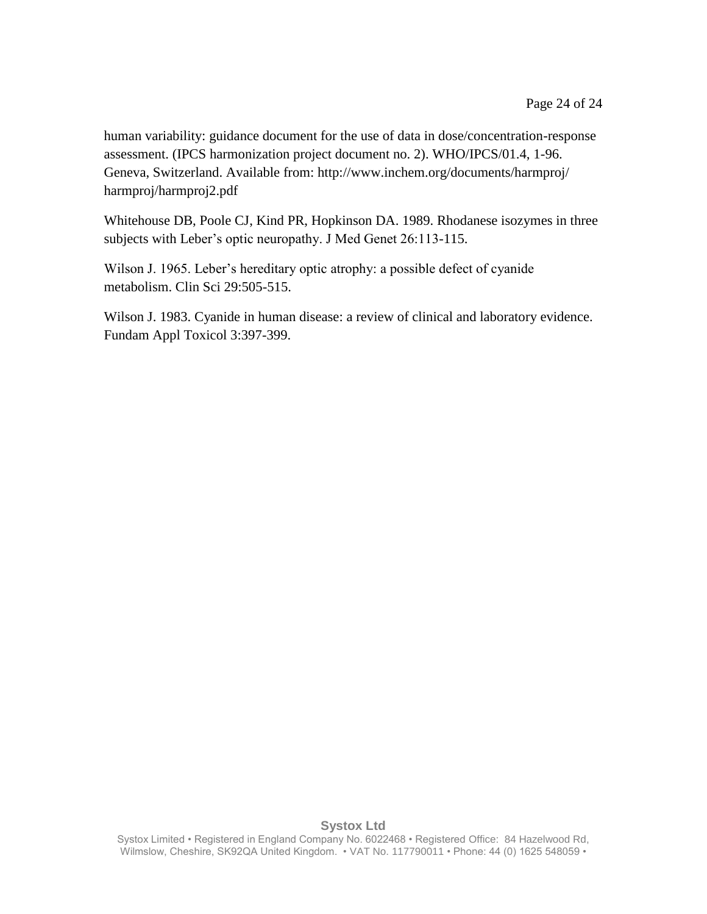human variability: guidance document for the use of data in dose/concentration-response assessment. (IPCS harmonization project document no. 2). WHO/IPCS/01.4, 1-96. Geneva, Switzerland. Available from: http://www.inchem.org/documents/harmproj/harmproj/harmproj2.pdf

Whitehouse DB, Poole CJ, Kind PR, Hopkinson DA. 1989. Rhodanese isozymes in three subjects with Leber's optic neuropathy. J Med Genet 26:113-115.

Wilson J. 1965. Leber's hereditary optic atrophy: a possible defect of cyanide metabolism. Clin Sci 29:505-515.

Wilson J. 1983. Cyanide in human disease: a review of clinical and laboratory evidence. Fundam Appl Toxicol 3:397-399.